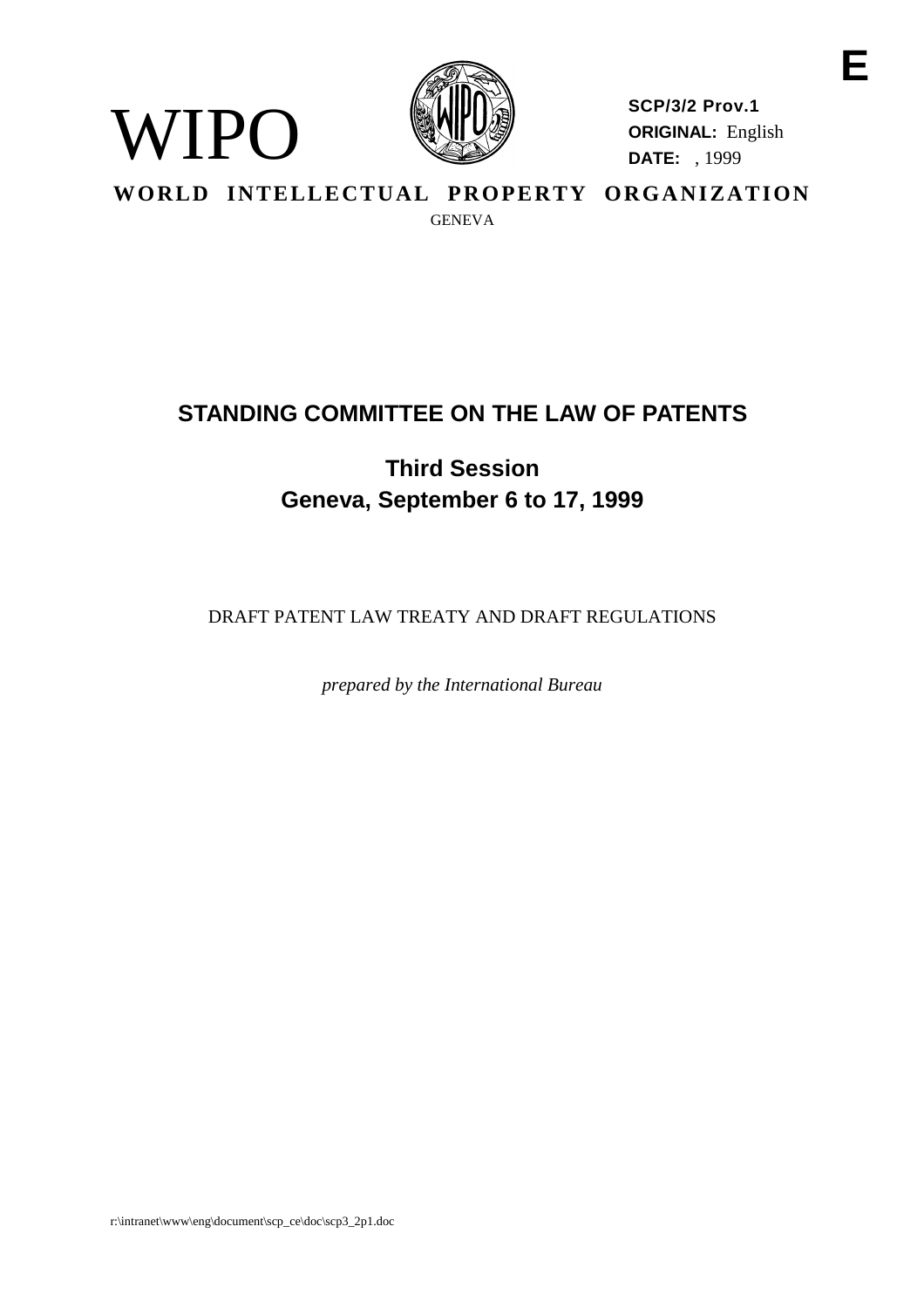E

WIPO

**SCP/3/2 Prov.1**
**ORIGINAL:** English
**DATE:** , 1999

**WORLD INTELLECTUAL PROPERTY ORGANIZATION**

GENEVA

# STANDING COMMITTEE ON THE LAW OF PATENTS

## Third Session
## Geneva, September 6 to 17, 1999

DRAFT PATENT LAW TREATY AND DRAFT REGULATIONS

*prepared by the International Bureau*

r:\intranet\www\eng\document\scp_ce\doc\scp3_2p1.doc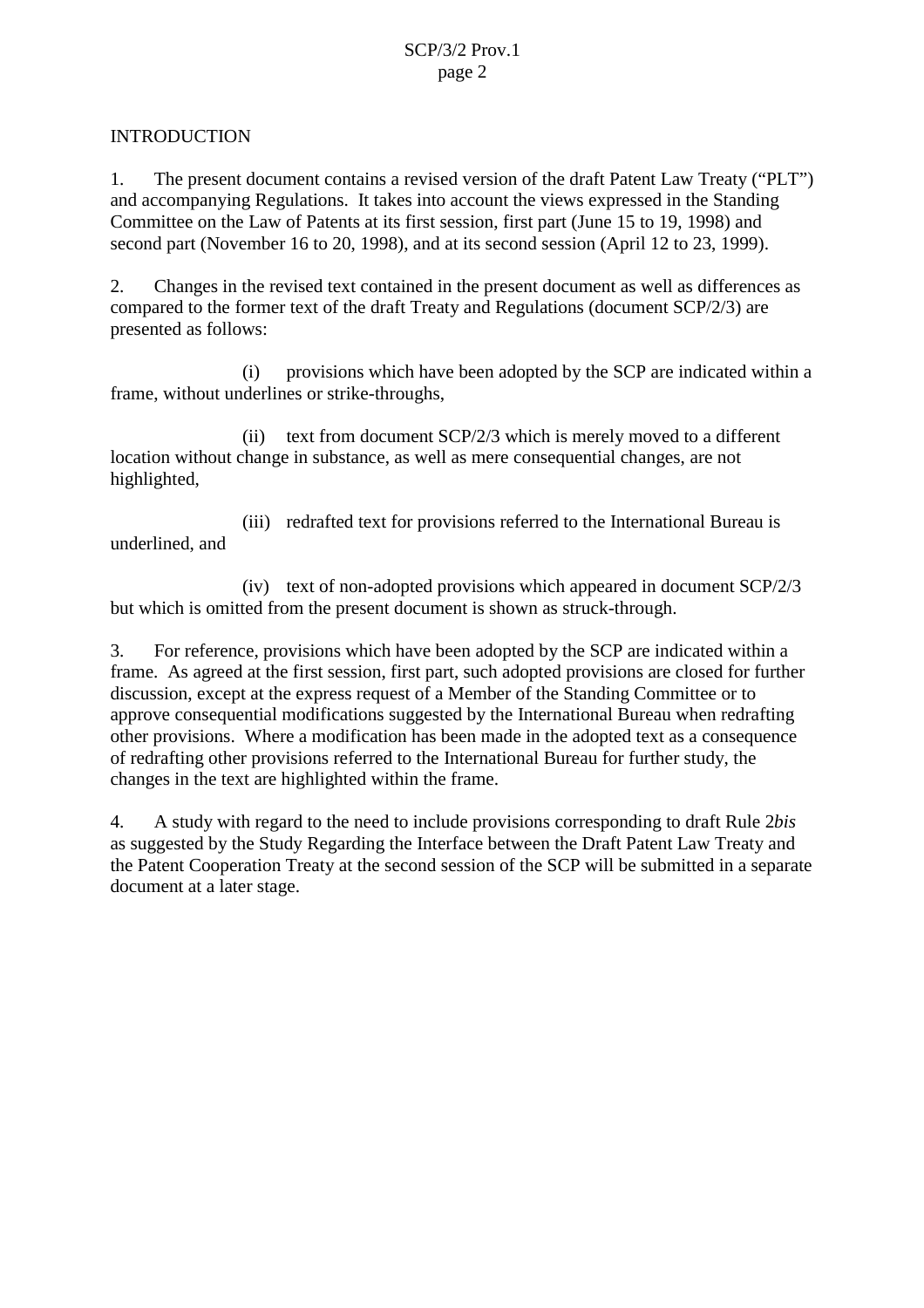## INTRODUCTION

1. The present document contains a revised version of the draft Patent Law Treaty ("PLT") and accompanying Regulations. It takes into account the views expressed in the Standing Committee on the Law of Patents at its first session, first part (June 15 to 19, 1998) and second part (November 16 to 20, 1998), and at its second session (April 12 to 23, 1999).

2. Changes in the revised text contained in the present document as well as differences as compared to the former text of the draft Treaty and Regulations (document SCP/2/3) are presented as follows:

(i) provisions which have been adopted by the SCP are indicated within a frame, without underlines or strike-throughs,

(ii) text from document SCP/2/3 which is merely moved to a different location without change in substance, as well as mere consequential changes, are not highlighted,

(iii) redrafted text for provisions referred to the International Bureau is underlined, and

(iv) text of non-adopted provisions which appeared in document SCP/2/3 but which is omitted from the present document is shown as struck-through.

3. For reference, provisions which have been adopted by the SCP are indicated within a frame. As agreed at the first session, first part, such adopted provisions are closed for further discussion, except at the express request of a Member of the Standing Committee or to approve consequential modifications suggested by the International Bureau when redrafting other provisions. Where a modification has been made in the adopted text as a consequence of redrafting other provisions referred to the International Bureau for further study, the changes in the text are highlighted within the frame.

4. A study with regard to the need to include provisions corresponding to draft Rule 2*bis* as suggested by the Study Regarding the Interface between the Draft Patent Law Treaty and the Patent Cooperation Treaty at the second session of the SCP will be submitted in a separate document at a later stage.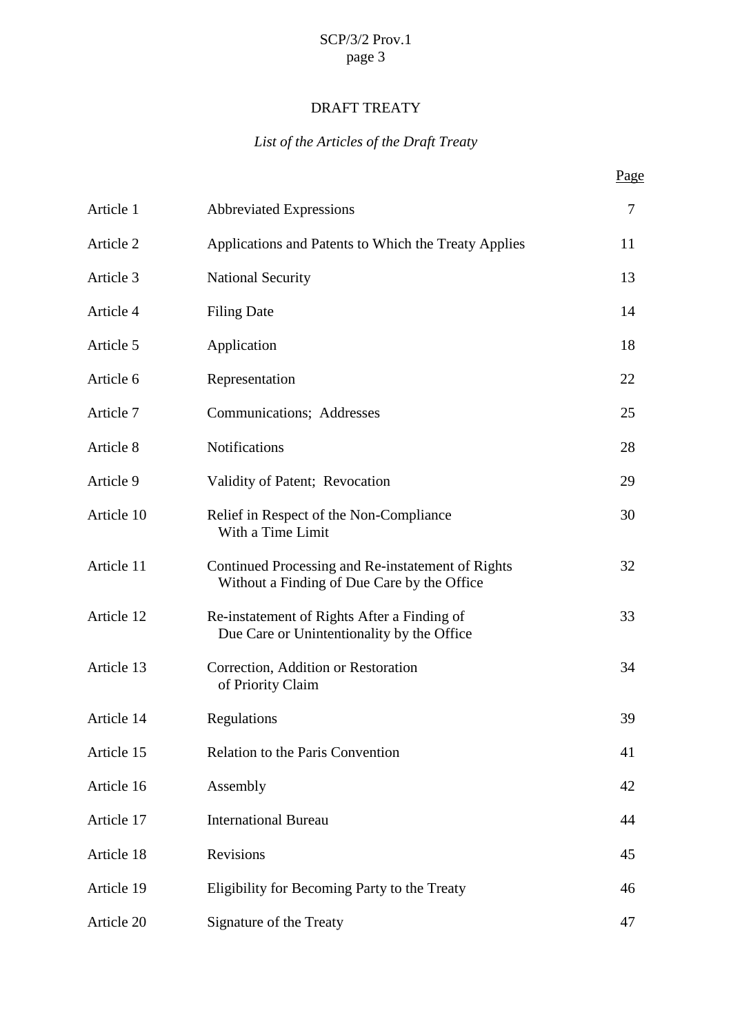# DRAFT TREATY

*List of the Articles of the Draft Treaty*

| | | Page |
|---|---|---|
| Article 1 | Abbreviated Expressions | 7 |
| Article 2 | Applications and Patents to Which the Treaty Applies | 11 |
| Article 3 | National Security | 13 |
| Article 4 | Filing Date | 14 |
| Article 5 | Application | 18 |
| Article 6 | Representation | 22 |
| Article 7 | Communications; Addresses | 25 |
| Article 8 | Notifications | 28 |
| Article 9 | Validity of Patent; Revocation | 29 |
| Article 10 | Relief in Respect of the Non-Compliance With a Time Limit | 30 |
| Article 11 | Continued Processing and Re-instatement of Rights Without a Finding of Due Care by the Office | 32 |
| Article 12 | Re-instatement of Rights After a Finding of Due Care or Unintentionality by the Office | 33 |
| Article 13 | Correction, Addition or Restoration of Priority Claim | 34 |
| Article 14 | Regulations | 39 |
| Article 15 | Relation to the Paris Convention | 41 |
| Article 16 | Assembly | 42 |
| Article 17 | International Bureau | 44 |
| Article 18 | Revisions | 45 |
| Article 19 | Eligibility for Becoming Party to the Treaty | 46 |
| Article 20 | Signature of the Treaty | 47 |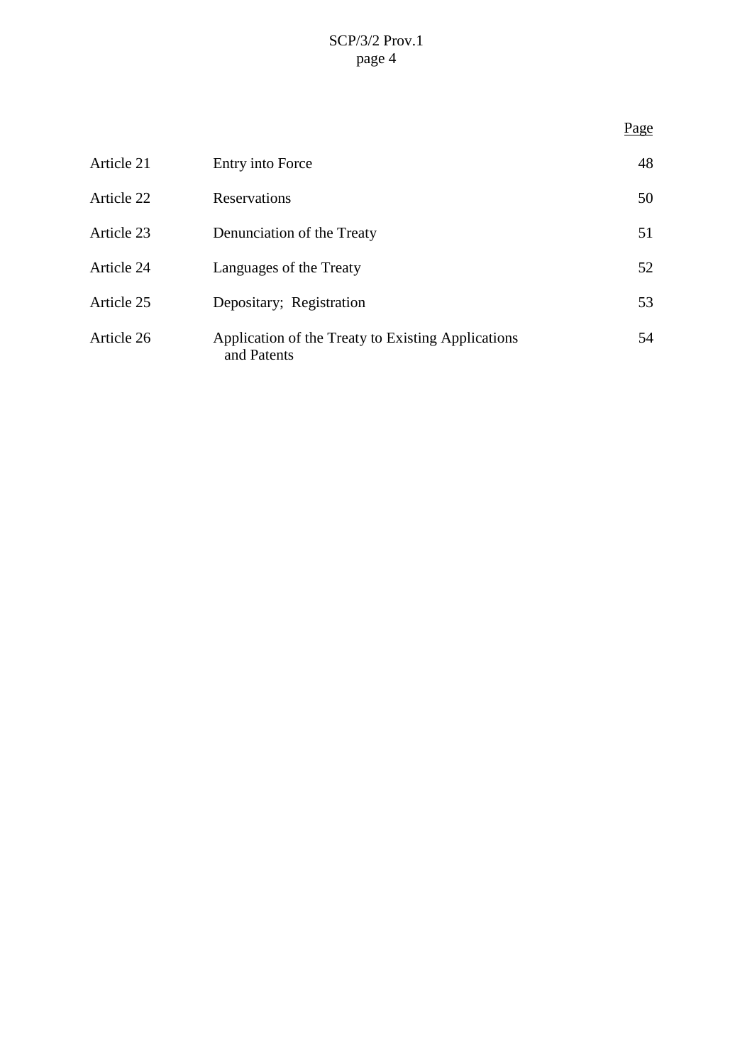| | | Page |
|---|---|---|
| Article 21 | Entry into Force | 48 |
| Article 22 | Reservations | 50 |
| Article 23 | Denunciation of the Treaty | 51 |
| Article 24 | Languages of the Treaty | 52 |
| Article 25 | Depositary; Registration | 53 |
| Article 26 | Application of the Treaty to Existing Applications and Patents | 54 |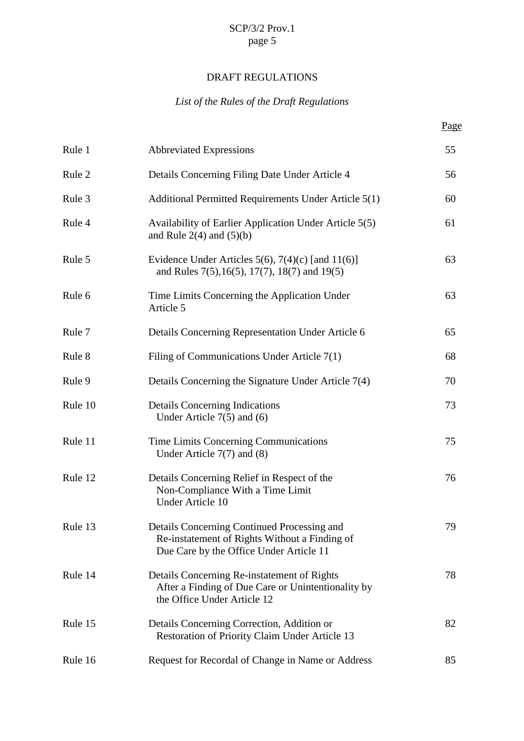# DRAFT REGULATIONS

*List of the Rules of the Draft Regulations*

| | | Page |
|---|---|---|
| Rule 1 | Abbreviated Expressions | 55 |
| Rule 2 | Details Concerning Filing Date Under Article 4 | 56 |
| Rule 3 | Additional Permitted Requirements Under Article 5(1) | 60 |
| Rule 4 | Availability of Earlier Application Under Article 5(5) and Rule 2(4) and (5)(b) | 61 |
| Rule 5 | Evidence Under Articles 5(6), 7(4)(c) [and 11(6)] and Rules 7(5),16(5), 17(7), 18(7) and 19(5) | 63 |
| Rule 6 | Time Limits Concerning the Application Under Article 5 | 63 |
| Rule 7 | Details Concerning Representation Under Article 6 | 65 |
| Rule 8 | Filing of Communications Under Article 7(1) | 68 |
| Rule 9 | Details Concerning the Signature Under Article 7(4) | 70 |
| Rule 10 | Details Concerning Indications Under Article 7(5) and (6) | 73 |
| Rule 11 | Time Limits Concerning Communications Under Article 7(7) and (8) | 75 |
| Rule 12 | Details Concerning Relief in Respect of the Non-Compliance With a Time Limit Under Article 10 | 76 |
| Rule 13 | Details Concerning Continued Processing and Re-instatement of Rights Without a Finding of Due Care by the Office Under Article 11 | 79 |
| Rule 14 | Details Concerning Re-instatement of Rights After a Finding of Due Care or Unintentionality by the Office Under Article 12 | 78 |
| Rule 15 | Details Concerning Correction, Addition or Restoration of Priority Claim Under Article 13 | 82 |
| Rule 16 | Request for Recordal of Change in Name or Address | 85 |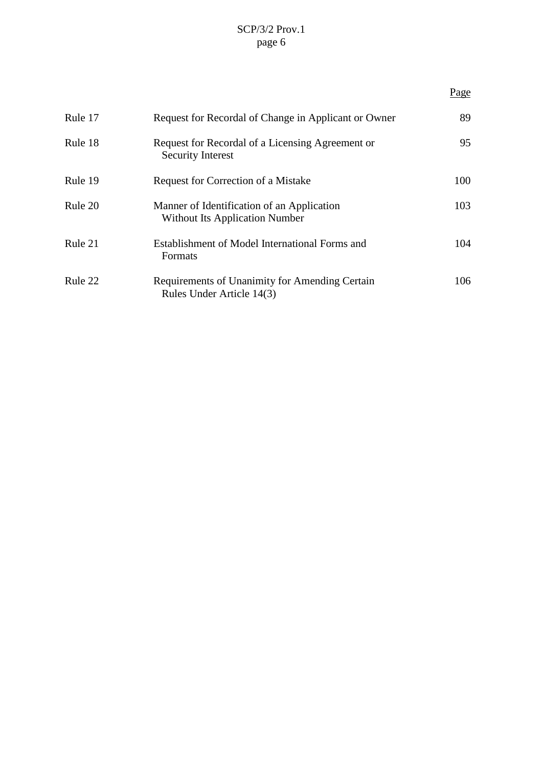| | | Page |
|---|---|---|
| Rule 17 | Request for Recordal of Change in Applicant or Owner | 89 |
| Rule 18 | Request for Recordal of a Licensing Agreement or Security Interest | 95 |
| Rule 19 | Request for Correction of a Mistake | 100 |
| Rule 20 | Manner of Identification of an Application Without Its Application Number | 103 |
| Rule 21 | Establishment of Model International Forms and Formats | 104 |
| Rule 22 | Requirements of Unanimity for Amending Certain Rules Under Article 14(3) | 106 |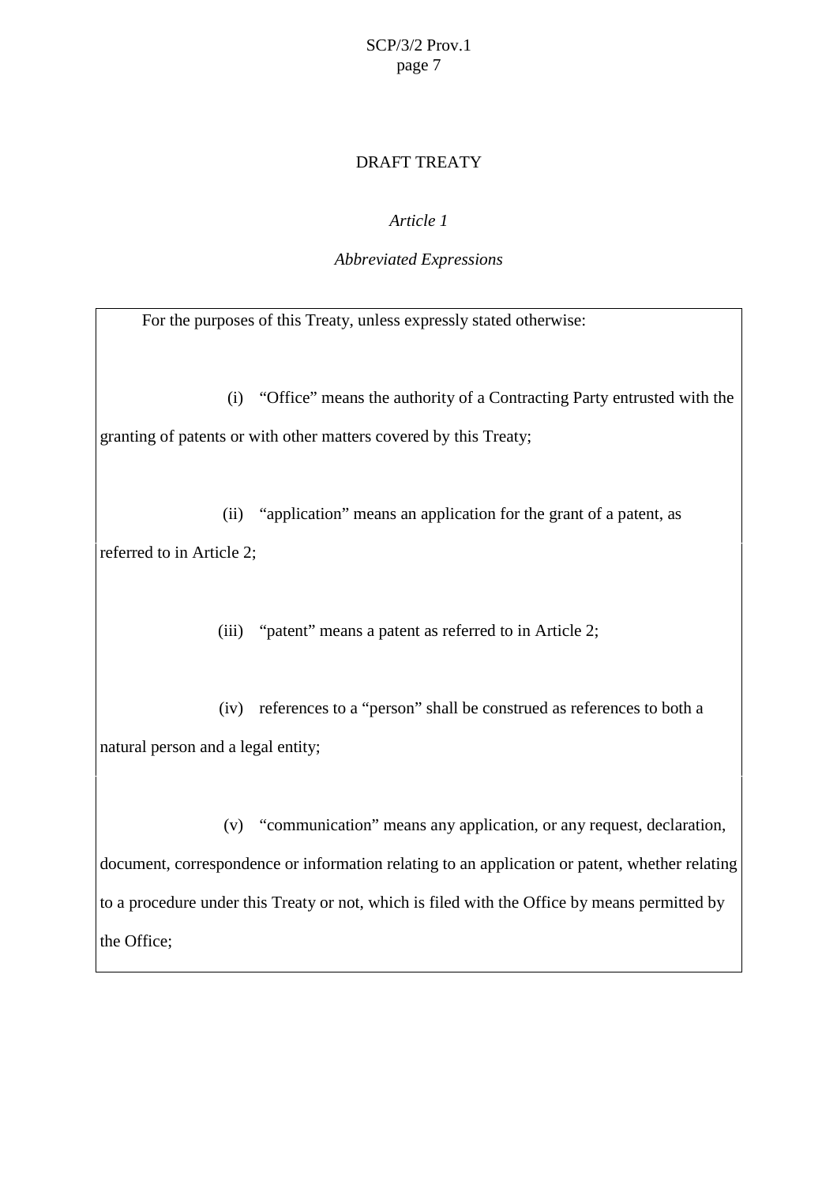# DRAFT TREATY

## *Article 1*

## *Abbreviated Expressions*

For the purposes of this Treaty, unless expressly stated otherwise:

(i) "Office" means the authority of a Contracting Party entrusted with the granting of patents or with other matters covered by this Treaty;

(ii) "application" means an application for the grant of a patent, as referred to in Article 2;

(iii) "patent" means a patent as referred to in Article 2;

(iv) references to a "person" shall be construed as references to both a natural person and a legal entity;

(v) "communication" means any application, or any request, declaration, document, correspondence or information relating to an application or patent, whether relating to a procedure under this Treaty or not, which is filed with the Office by means permitted by the Office;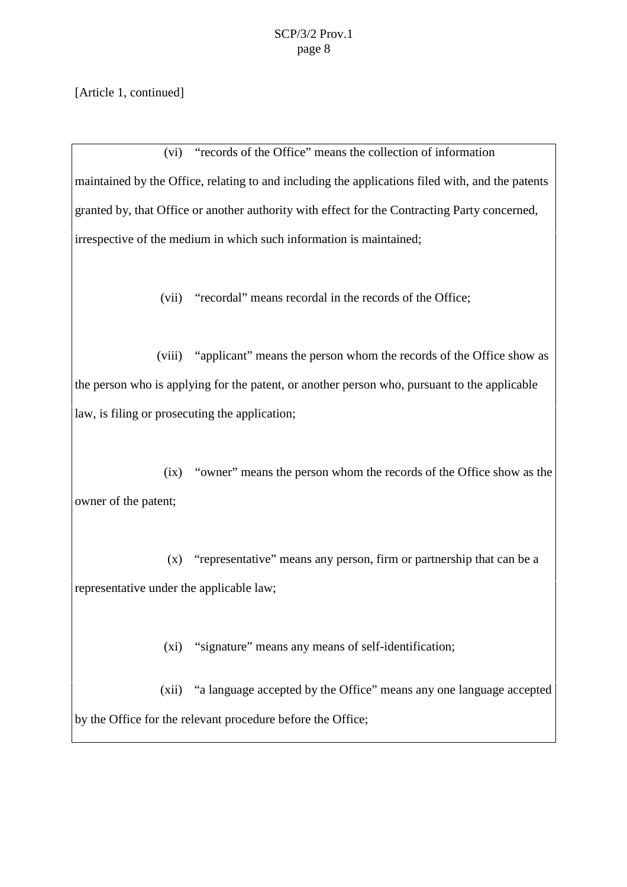[Article 1, continued]

(vi) "records of the Office" means the collection of information maintained by the Office, relating to and including the applications filed with, and the patents granted by, that Office or another authority with effect for the Contracting Party concerned, irrespective of the medium in which such information is maintained;

(vii) "recordal" means recordal in the records of the Office;

(viii) "applicant" means the person whom the records of the Office show as the person who is applying for the patent, or another person who, pursuant to the applicable law, is filing or prosecuting the application;

(ix) "owner" means the person whom the records of the Office show as the owner of the patent;

(x) "representative" means any person, firm or partnership that can be a representative under the applicable law;

(xi) "signature" means any means of self-identification;

(xii) "a language accepted by the Office" means any one language accepted by the Office for the relevant procedure before the Office;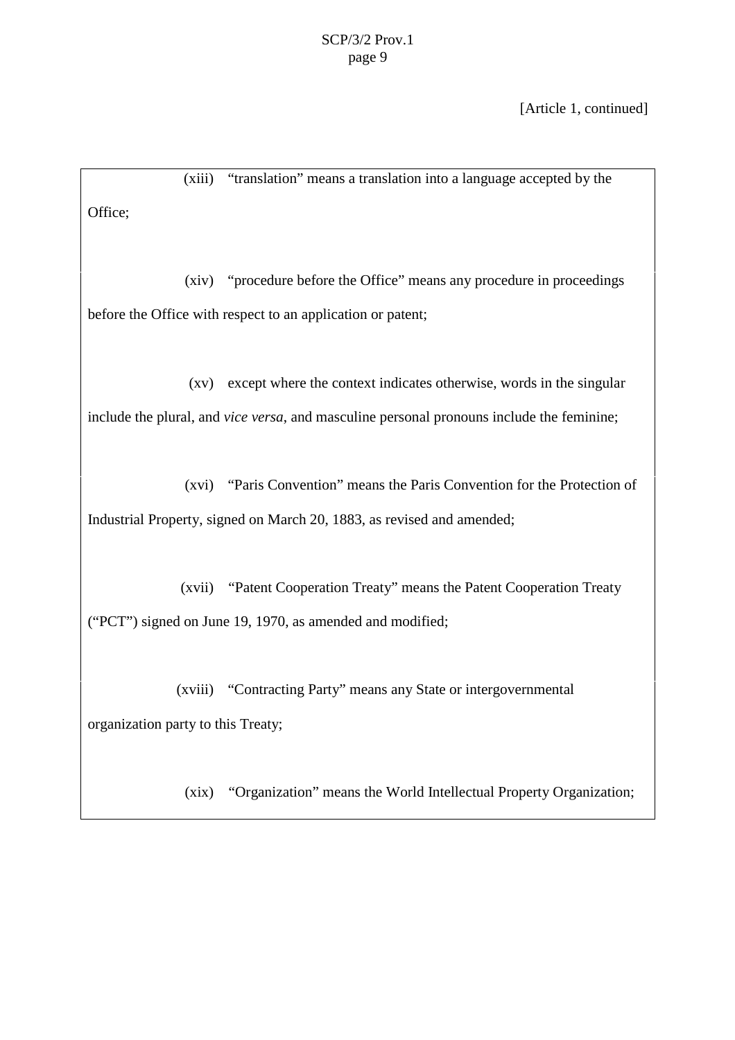[Article 1, continued]

(xiii) "translation" means a translation into a language accepted by the Office;

(xiv) "procedure before the Office" means any procedure in proceedings before the Office with respect to an application or patent;

(xv) except where the context indicates otherwise, words in the singular include the plural, and *vice versa*, and masculine personal pronouns include the feminine;

(xvi) "Paris Convention" means the Paris Convention for the Protection of Industrial Property, signed on March 20, 1883, as revised and amended;

(xvii) "Patent Cooperation Treaty" means the Patent Cooperation Treaty ("PCT") signed on June 19, 1970, as amended and modified;

(xviii) "Contracting Party" means any State or intergovernmental organization party to this Treaty;

(xix) "Organization" means the World Intellectual Property Organization;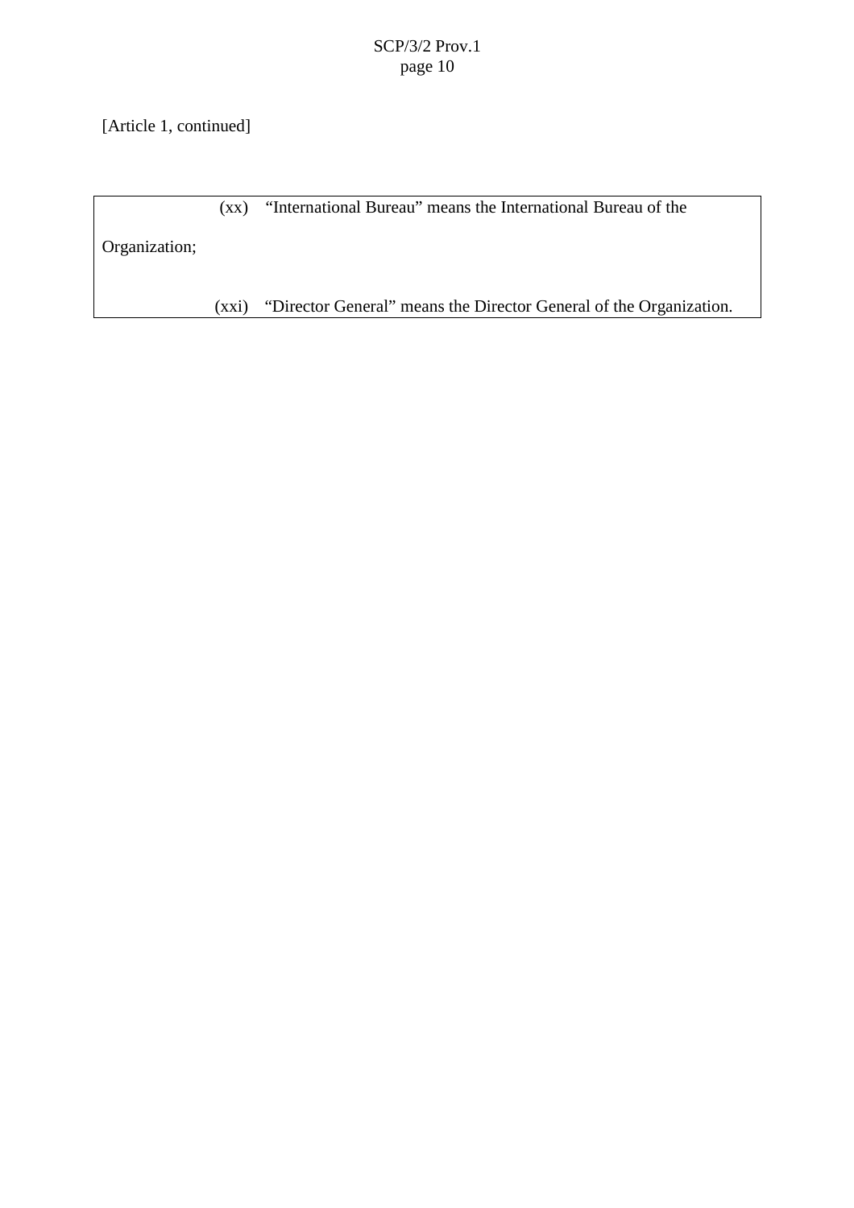[Article 1, continued]

(xx) "International Bureau" means the International Bureau of the Organization;

(xxi) "Director General" means the Director General of the Organization.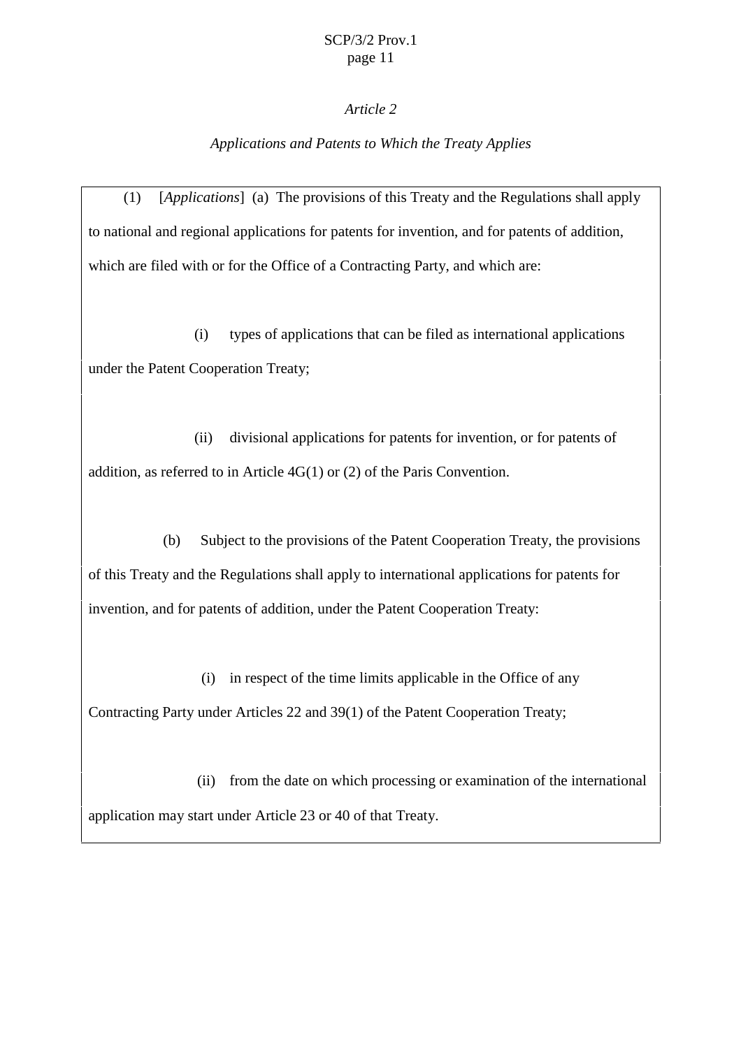*Article 2*

*Applications and Patents to Which the Treaty Applies*

(1) [*Applications*] (a) The provisions of this Treaty and the Regulations shall apply to national and regional applications for patents for invention, and for patents of addition, which are filed with or for the Office of a Contracting Party, and which are:

(i) types of applications that can be filed as international applications under the Patent Cooperation Treaty;

(ii) divisional applications for patents for invention, or for patents of addition, as referred to in Article 4G(1) or (2) of the Paris Convention.

(b) Subject to the provisions of the Patent Cooperation Treaty, the provisions of this Treaty and the Regulations shall apply to international applications for patents for invention, and for patents of addition, under the Patent Cooperation Treaty:

(i) in respect of the time limits applicable in the Office of any Contracting Party under Articles 22 and 39(1) of the Patent Cooperation Treaty;

(ii) from the date on which processing or examination of the international application may start under Article 23 or 40 of that Treaty.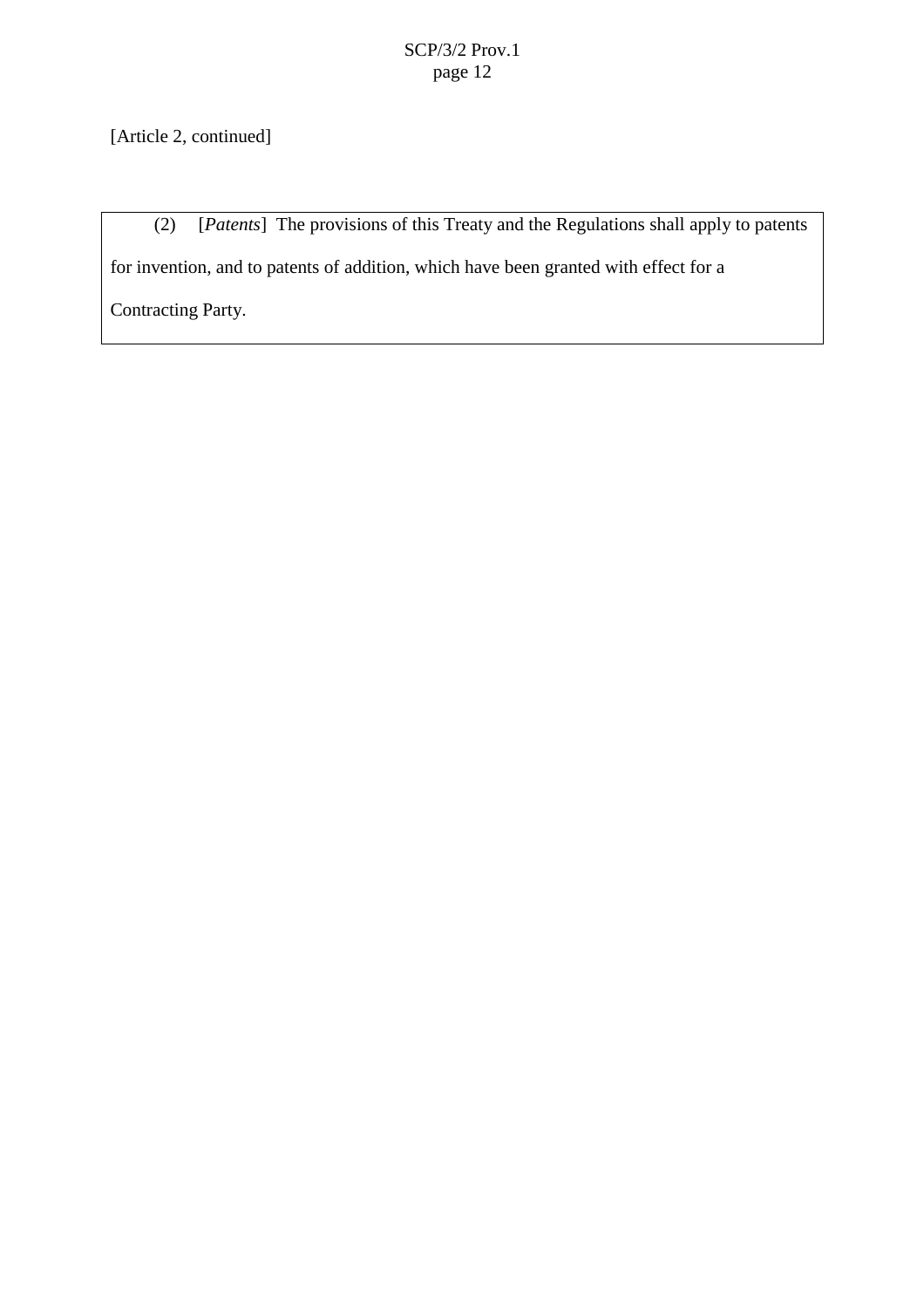[Article 2, continued]

(2) [*Patents*] The provisions of this Treaty and the Regulations shall apply to patents for invention, and to patents of addition, which have been granted with effect for a Contracting Party.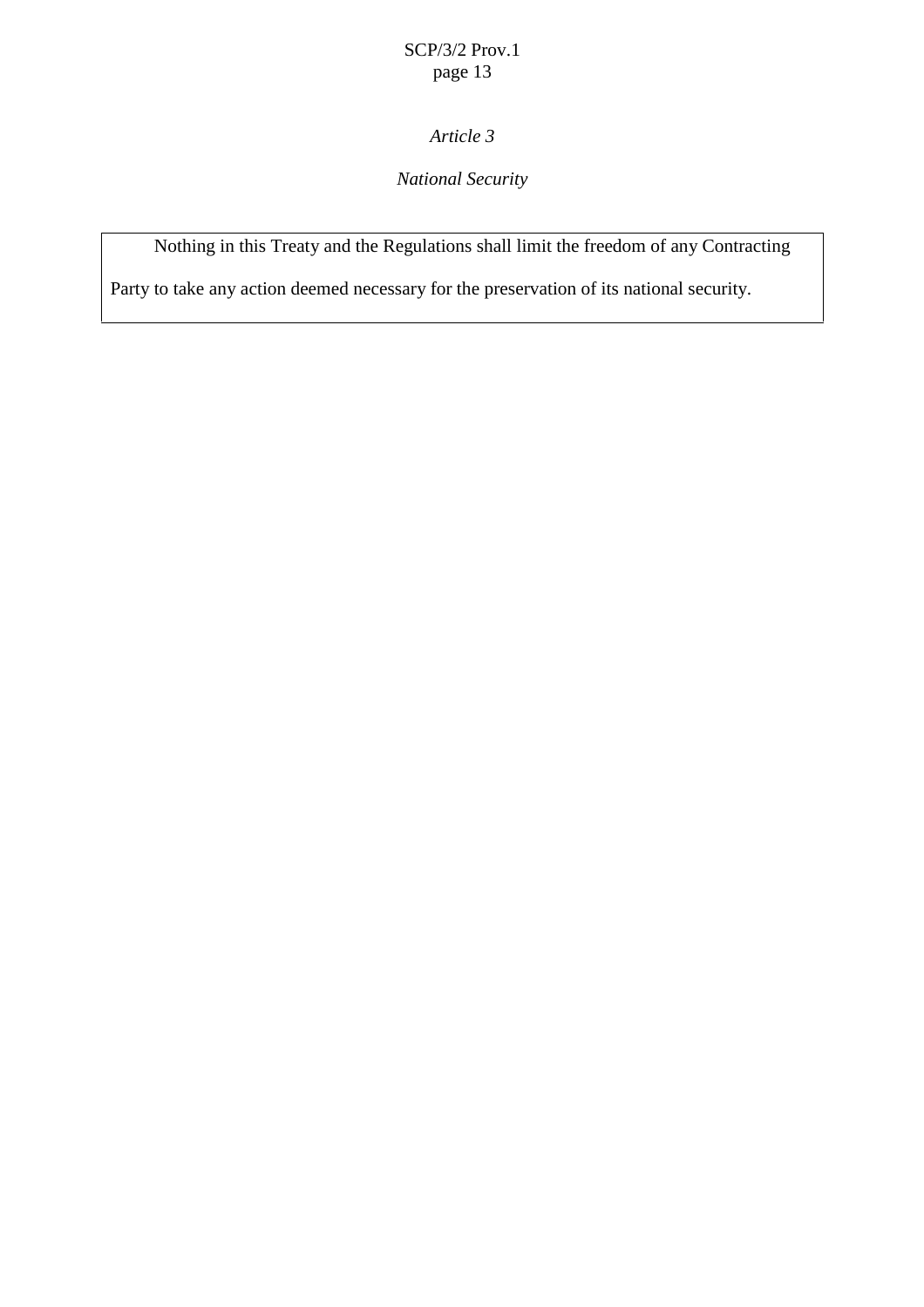*Article 3*

*National Security*

Nothing in this Treaty and the Regulations shall limit the freedom of any Contracting Party to take any action deemed necessary for the preservation of its national security.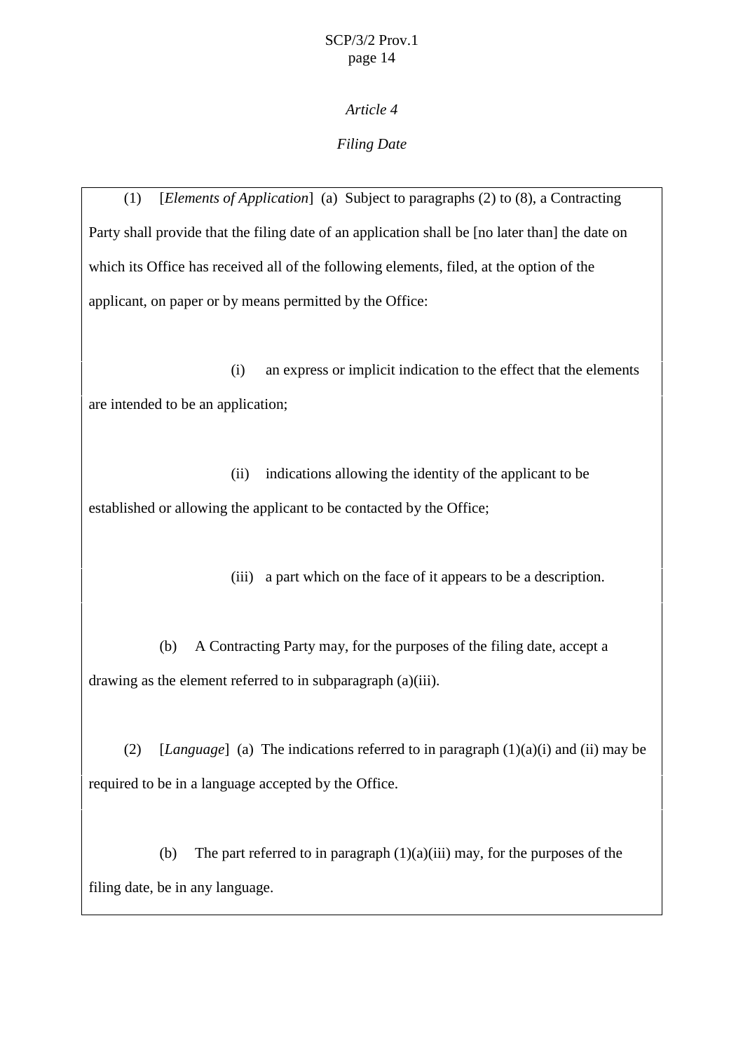*Article 4*

*Filing Date*

(1) [*Elements of Application*] (a) Subject to paragraphs (2) to (8), a Contracting Party shall provide that the filing date of an application shall be [no later than] the date on which its Office has received all of the following elements, filed, at the option of the applicant, on paper or by means permitted by the Office:

(i) an express or implicit indication to the effect that the elements are intended to be an application;

(ii) indications allowing the identity of the applicant to be established or allowing the applicant to be contacted by the Office;

(iii) a part which on the face of it appears to be a description.

(b) A Contracting Party may, for the purposes of the filing date, accept a drawing as the element referred to in subparagraph (a)(iii).

(2) [*Language*] (a) The indications referred to in paragraph (1)(a)(i) and (ii) may be required to be in a language accepted by the Office.

(b) The part referred to in paragraph (1)(a)(iii) may, for the purposes of the filing date, be in any language.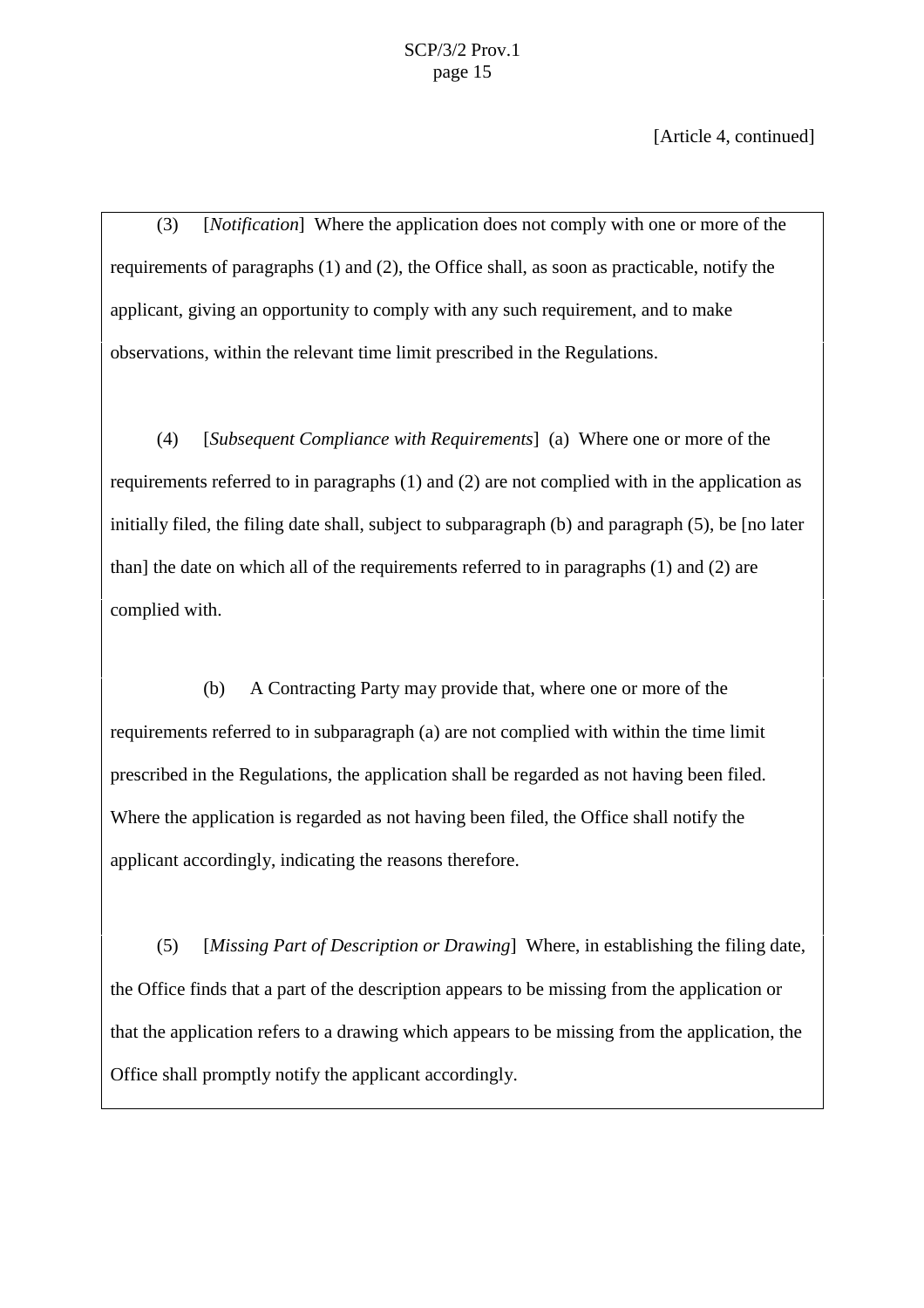[Article 4, continued]

(3) [*Notification*] Where the application does not comply with one or more of the requirements of paragraphs (1) and (2), the Office shall, as soon as practicable, notify the applicant, giving an opportunity to comply with any such requirement, and to make observations, within the relevant time limit prescribed in the Regulations.

(4) [*Subsequent Compliance with Requirements*] (a) Where one or more of the requirements referred to in paragraphs (1) and (2) are not complied with in the application as initially filed, the filing date shall, subject to subparagraph (b) and paragraph (5), be [no later than] the date on which all of the requirements referred to in paragraphs (1) and (2) are complied with.

(b) A Contracting Party may provide that, where one or more of the requirements referred to in subparagraph (a) are not complied with within the time limit prescribed in the Regulations, the application shall be regarded as not having been filed. Where the application is regarded as not having been filed, the Office shall notify the applicant accordingly, indicating the reasons therefore.

(5) [*Missing Part of Description or Drawing*] Where, in establishing the filing date, the Office finds that a part of the description appears to be missing from the application or that the application refers to a drawing which appears to be missing from the application, the Office shall promptly notify the applicant accordingly.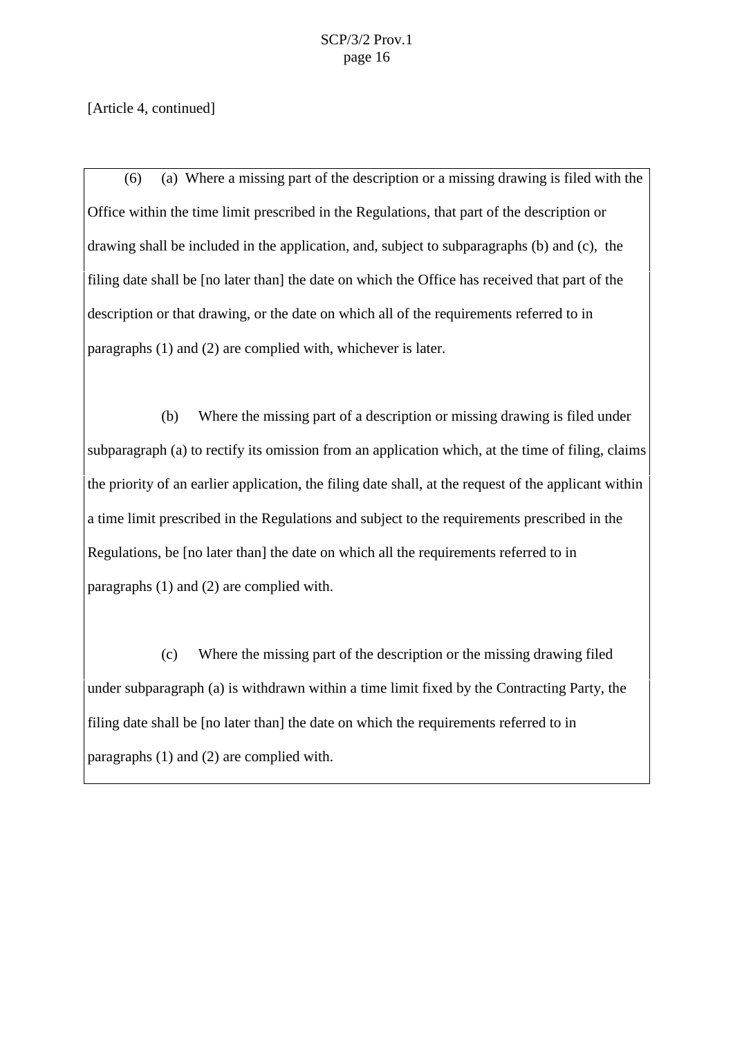[Article 4, continued]

(6) (a) Where a missing part of the description or a missing drawing is filed with the Office within the time limit prescribed in the Regulations, that part of the description or drawing shall be included in the application, and, subject to subparagraphs (b) and (c), the filing date shall be [no later than] the date on which the Office has received that part of the description or that drawing, or the date on which all of the requirements referred to in paragraphs (1) and (2) are complied with, whichever is later.

(b) Where the missing part of a description or missing drawing is filed under subparagraph (a) to rectify its omission from an application which, at the time of filing, claims the priority of an earlier application, the filing date shall, at the request of the applicant within a time limit prescribed in the Regulations and subject to the requirements prescribed in the Regulations, be [no later than] the date on which all the requirements referred to in paragraphs (1) and (2) are complied with.

(c) Where the missing part of the description or the missing drawing filed under subparagraph (a) is withdrawn within a time limit fixed by the Contracting Party, the filing date shall be [no later than] the date on which the requirements referred to in paragraphs (1) and (2) are complied with.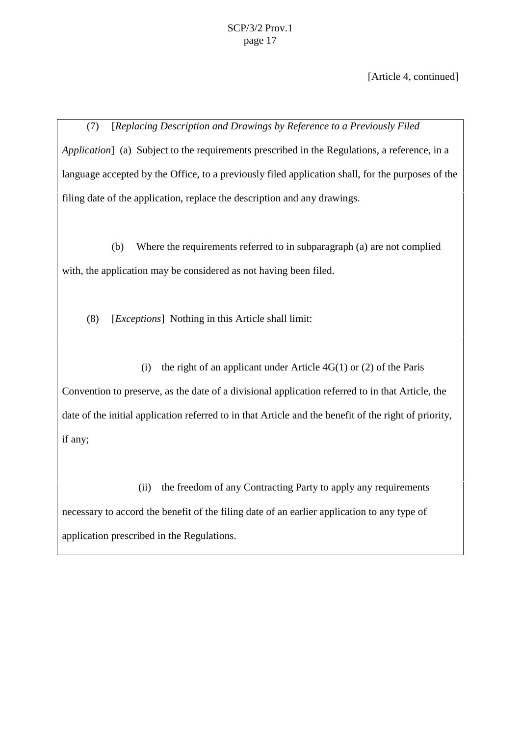[Article 4, continued]

(7) [*Replacing Description and Drawings by Reference to a Previously Filed Application*] (a) Subject to the requirements prescribed in the Regulations, a reference, in a language accepted by the Office, to a previously filed application shall, for the purposes of the filing date of the application, replace the description and any drawings.

(b) Where the requirements referred to in subparagraph (a) are not complied with, the application may be considered as not having been filed.

(8) [*Exceptions*] Nothing in this Article shall limit:

(i) the right of an applicant under Article 4G(1) or (2) of the Paris Convention to preserve, as the date of a divisional application referred to in that Article, the date of the initial application referred to in that Article and the benefit of the right of priority, if any;

(ii) the freedom of any Contracting Party to apply any requirements necessary to accord the benefit of the filing date of an earlier application to any type of application prescribed in the Regulations.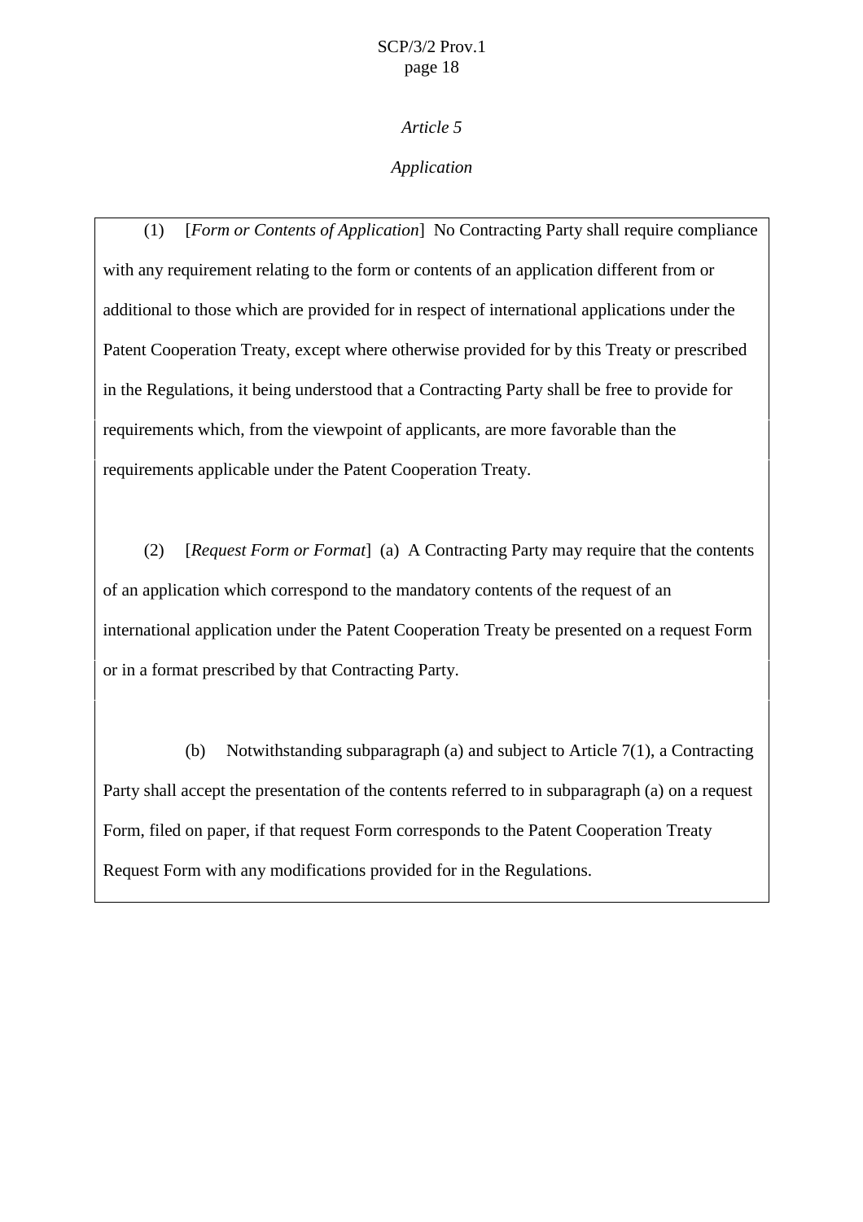*Article 5*

*Application*

(1) [*Form or Contents of Application*] No Contracting Party shall require compliance with any requirement relating to the form or contents of an application different from or additional to those which are provided for in respect of international applications under the Patent Cooperation Treaty, except where otherwise provided for by this Treaty or prescribed in the Regulations, it being understood that a Contracting Party shall be free to provide for requirements which, from the viewpoint of applicants, are more favorable than the requirements applicable under the Patent Cooperation Treaty.

(2) [*Request Form or Format*] (a) A Contracting Party may require that the contents of an application which correspond to the mandatory contents of the request of an international application under the Patent Cooperation Treaty be presented on a request Form or in a format prescribed by that Contracting Party.

(b) Notwithstanding subparagraph (a) and subject to Article 7(1), a Contracting Party shall accept the presentation of the contents referred to in subparagraph (a) on a request Form, filed on paper, if that request Form corresponds to the Patent Cooperation Treaty Request Form with any modifications provided for in the Regulations.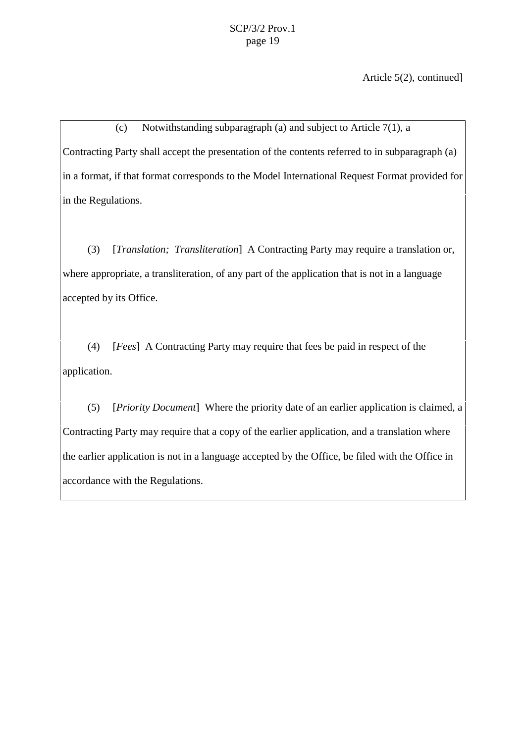Article 5(2), continued]

(c) Notwithstanding subparagraph (a) and subject to Article 7(1), a Contracting Party shall accept the presentation of the contents referred to in subparagraph (a) in a format, if that format corresponds to the Model International Request Format provided for in the Regulations.

(3) [*Translation; Transliteration*] A Contracting Party may require a translation or, where appropriate, a transliteration, of any part of the application that is not in a language accepted by its Office.

(4) [*Fees*] A Contracting Party may require that fees be paid in respect of the application.

(5) [*Priority Document*] Where the priority date of an earlier application is claimed, a Contracting Party may require that a copy of the earlier application, and a translation where the earlier application is not in a language accepted by the Office, be filed with the Office in accordance with the Regulations.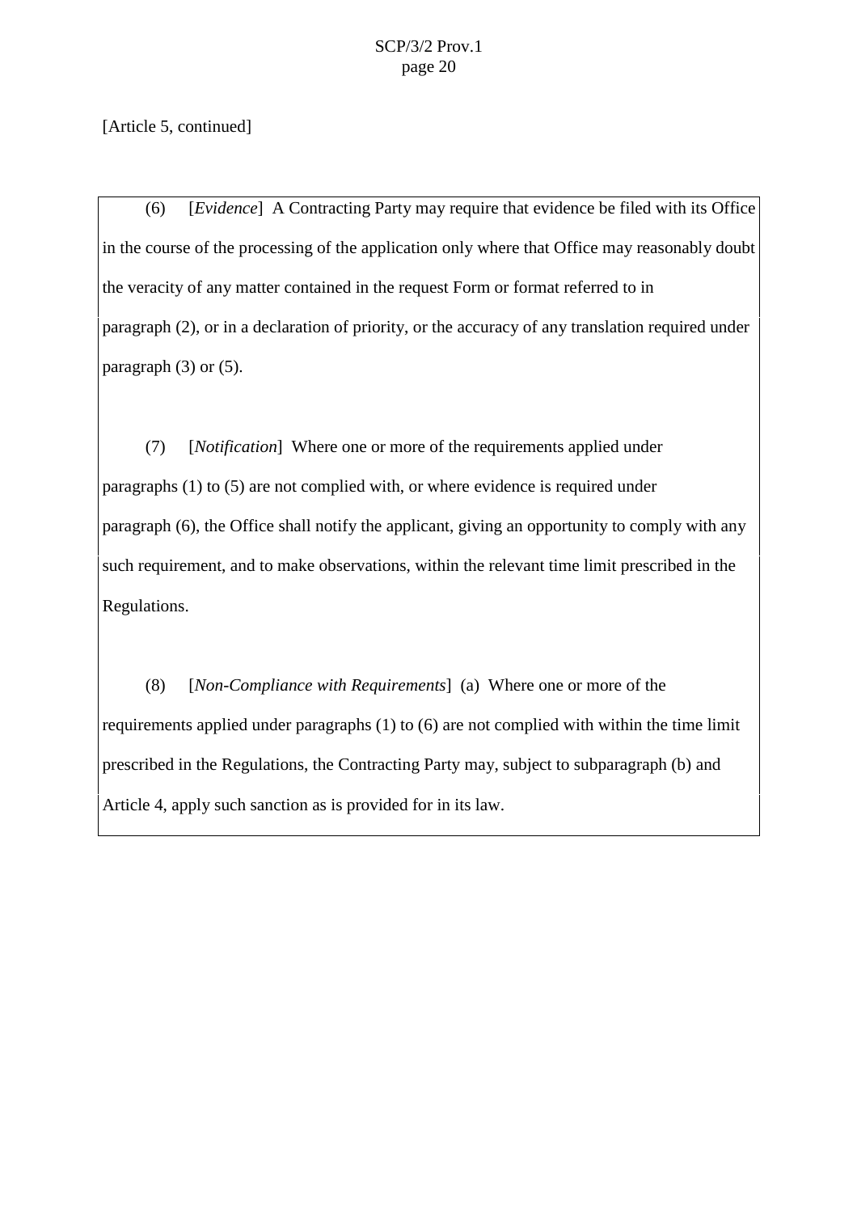[Article 5, continued]

(6) [*Evidence*] A Contracting Party may require that evidence be filed with its Office in the course of the processing of the application only where that Office may reasonably doubt the veracity of any matter contained in the request Form or format referred to in paragraph (2), or in a declaration of priority, or the accuracy of any translation required under paragraph (3) or (5).

(7) [*Notification*] Where one or more of the requirements applied under paragraphs (1) to (5) are not complied with, or where evidence is required under paragraph (6), the Office shall notify the applicant, giving an opportunity to comply with any such requirement, and to make observations, within the relevant time limit prescribed in the Regulations.

(8) [*Non-Compliance with Requirements*] (a) Where one or more of the requirements applied under paragraphs (1) to (6) are not complied with within the time limit prescribed in the Regulations, the Contracting Party may, subject to subparagraph (b) and Article 4, apply such sanction as is provided for in its law.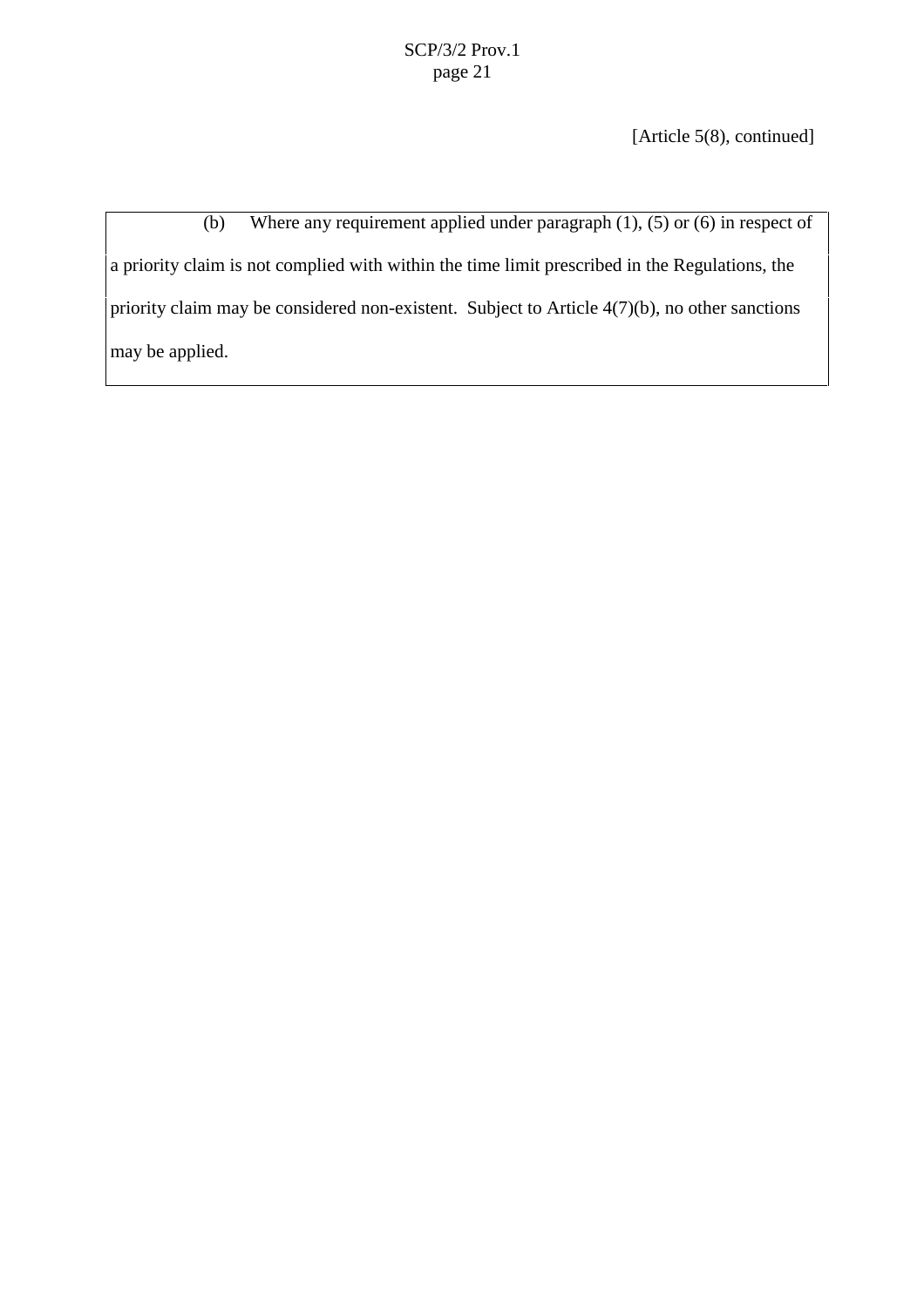[Article 5(8), continued]

(b) Where any requirement applied under paragraph (1), (5) or (6) in respect of a priority claim is not complied with within the time limit prescribed in the Regulations, the priority claim may be considered non-existent. Subject to Article 4(7)(b), no other sanctions may be applied.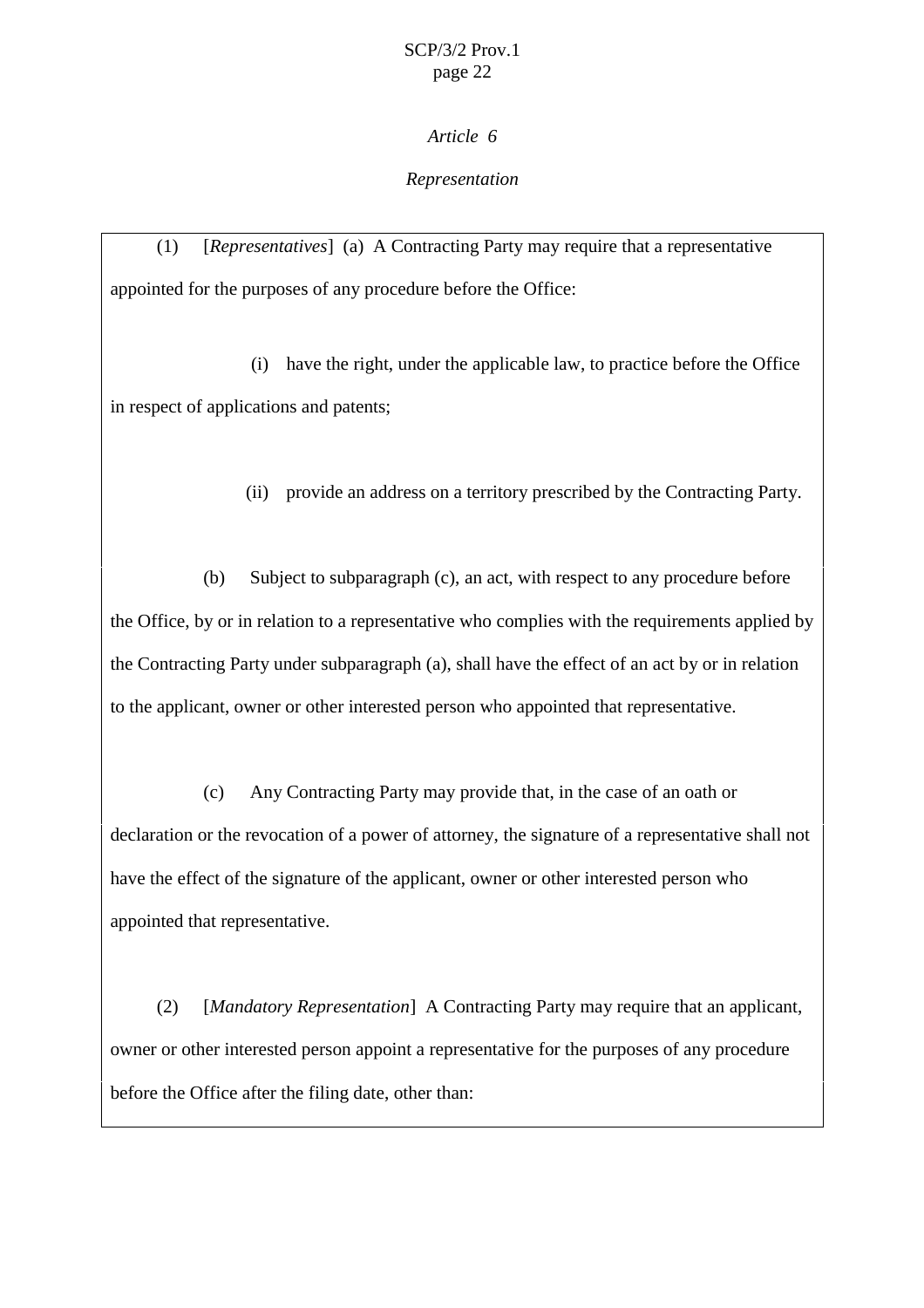*Article 6*

*Representation*

(1) [*Representatives*] (a) A Contracting Party may require that a representative appointed for the purposes of any procedure before the Office:

(i) have the right, under the applicable law, to practice before the Office in respect of applications and patents;

(ii) provide an address on a territory prescribed by the Contracting Party.

(b) Subject to subparagraph (c), an act, with respect to any procedure before the Office, by or in relation to a representative who complies with the requirements applied by the Contracting Party under subparagraph (a), shall have the effect of an act by or in relation to the applicant, owner or other interested person who appointed that representative.

(c) Any Contracting Party may provide that, in the case of an oath or declaration or the revocation of a power of attorney, the signature of a representative shall not have the effect of the signature of the applicant, owner or other interested person who appointed that representative.

(2) [*Mandatory Representation*] A Contracting Party may require that an applicant, owner or other interested person appoint a representative for the purposes of any procedure before the Office after the filing date, other than: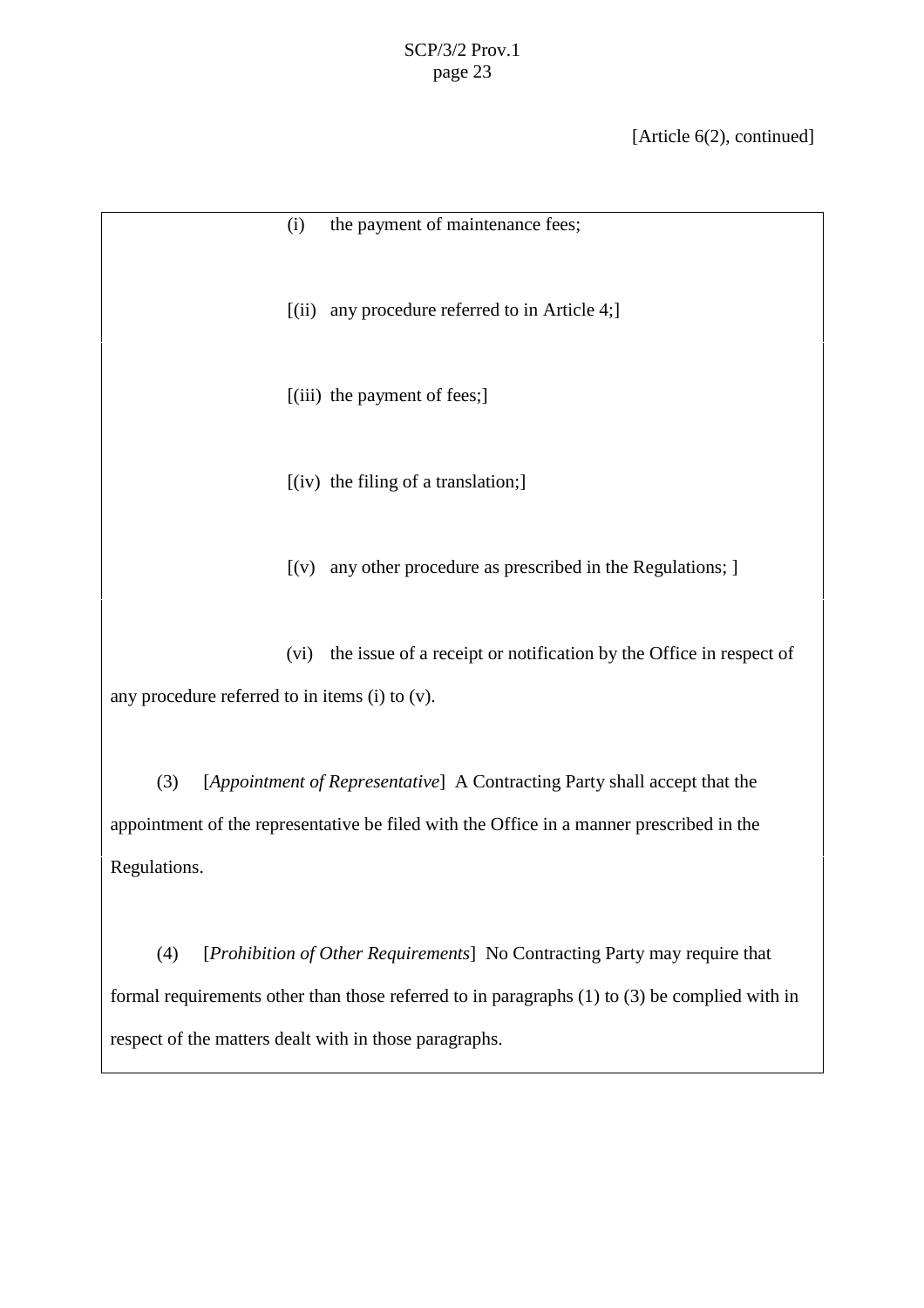[Article 6(2), continued]

(i) the payment of maintenance fees;

[(ii) any procedure referred to in Article 4;]

[(iii) the payment of fees;]

[(iv) the filing of a translation;]

[(v) any other procedure as prescribed in the Regulations; ]

(vi) the issue of a receipt or notification by the Office in respect of any procedure referred to in items (i) to (v).

(3) [*Appointment of Representative*] A Contracting Party shall accept that the appointment of the representative be filed with the Office in a manner prescribed in the Regulations.

(4) [*Prohibition of Other Requirements*] No Contracting Party may require that formal requirements other than those referred to in paragraphs (1) to (3) be complied with in respect of the matters dealt with in those paragraphs.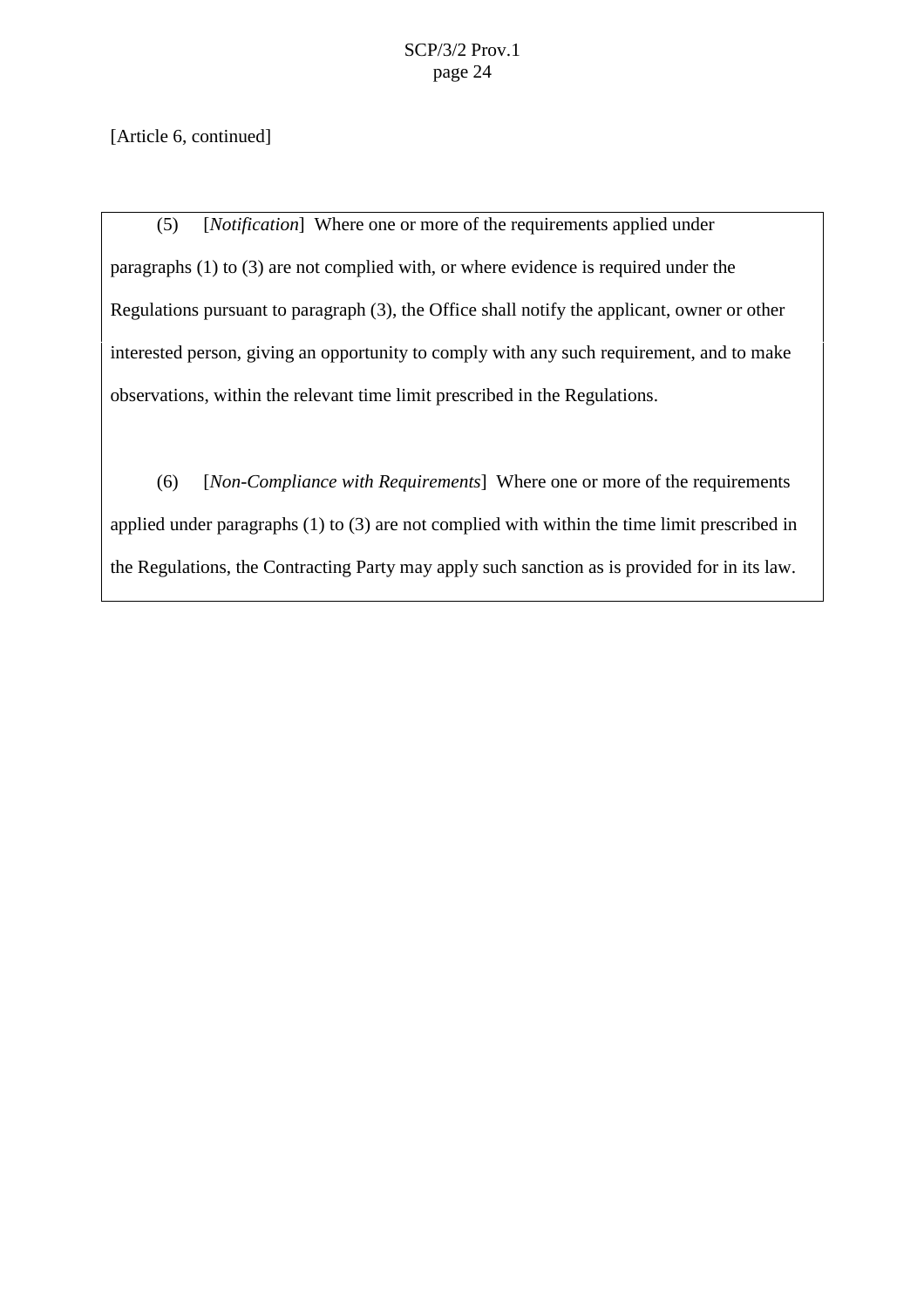[Article 6, continued]

(5) [*Notification*] Where one or more of the requirements applied under paragraphs (1) to (3) are not complied with, or where evidence is required under the Regulations pursuant to paragraph (3), the Office shall notify the applicant, owner or other interested person, giving an opportunity to comply with any such requirement, and to make observations, within the relevant time limit prescribed in the Regulations.

(6) [*Non-Compliance with Requirements*] Where one or more of the requirements applied under paragraphs (1) to (3) are not complied with within the time limit prescribed in the Regulations, the Contracting Party may apply such sanction as is provided for in its law.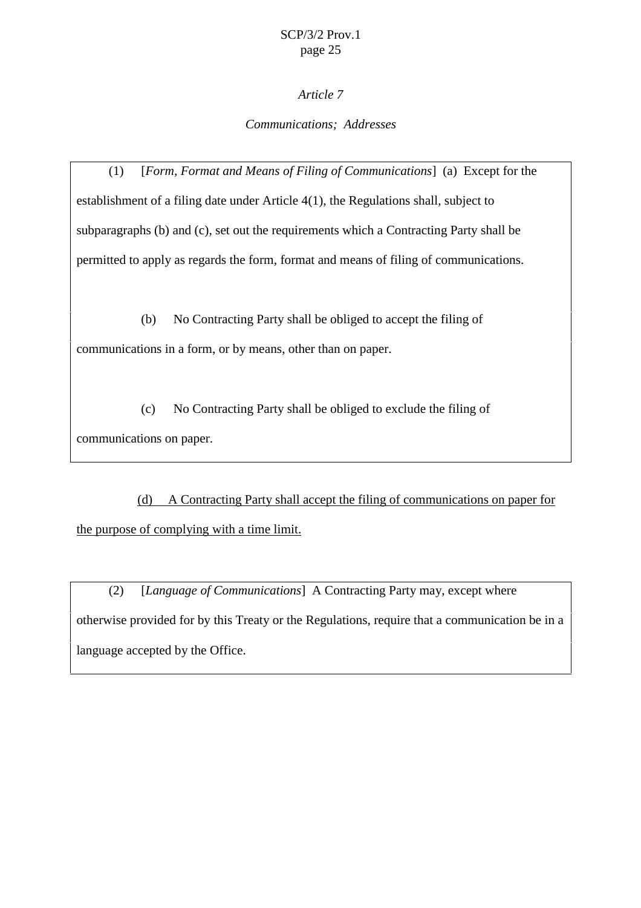*Article 7*

*Communications; Addresses*

(1) [*Form, Format and Means of Filing of Communications*] (a) Except for the establishment of a filing date under Article 4(1), the Regulations shall, subject to subparagraphs (b) and (c), set out the requirements which a Contracting Party shall be permitted to apply as regards the form, format and means of filing of communications.

(b) No Contracting Party shall be obliged to accept the filing of communications in a form, or by means, other than on paper.

(c) No Contracting Party shall be obliged to exclude the filing of communications on paper.

<u>(d) A Contracting Party shall accept the filing of communications on paper for the purpose of complying with a time limit.</u>

(2) [*Language of Communications*] A Contracting Party may, except where otherwise provided for by this Treaty or the Regulations, require that a communication be in a language accepted by the Office.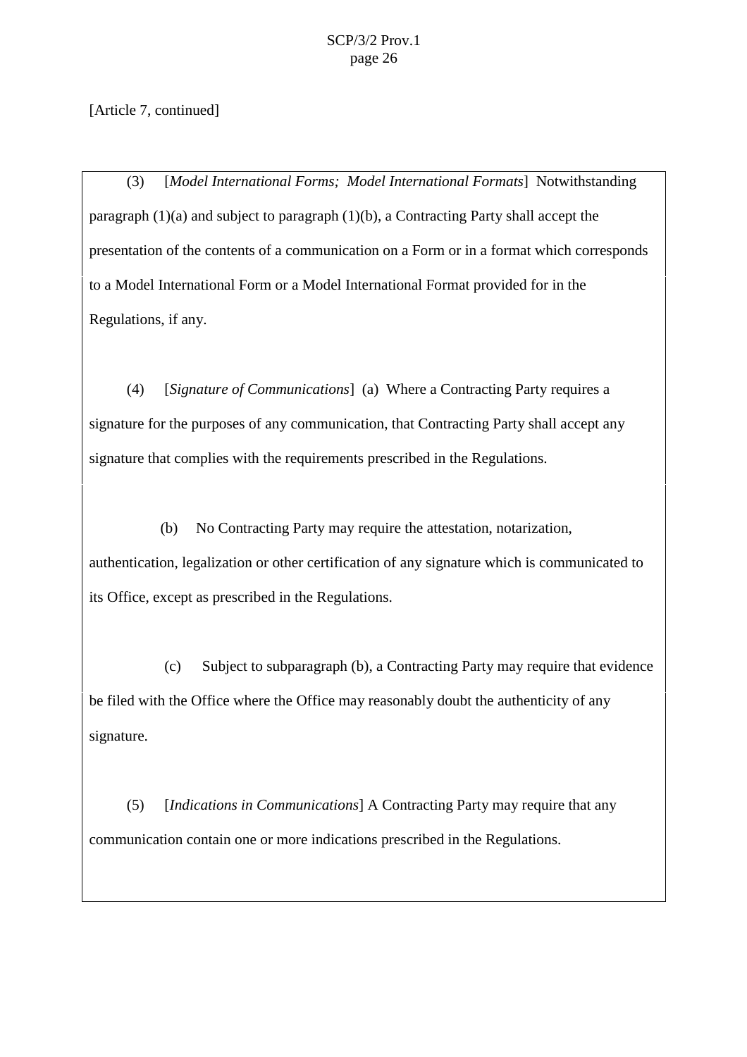[Article 7, continued]

(3) [*Model International Forms; Model International Formats*] Notwithstanding paragraph (1)(a) and subject to paragraph (1)(b), a Contracting Party shall accept the presentation of the contents of a communication on a Form or in a format which corresponds to a Model International Form or a Model International Format provided for in the Regulations, if any.

(4) [*Signature of Communications*] (a) Where a Contracting Party requires a signature for the purposes of any communication, that Contracting Party shall accept any signature that complies with the requirements prescribed in the Regulations.

(b) No Contracting Party may require the attestation, notarization, authentication, legalization or other certification of any signature which is communicated to its Office, except as prescribed in the Regulations.

(c) Subject to subparagraph (b), a Contracting Party may require that evidence be filed with the Office where the Office may reasonably doubt the authenticity of any signature.

(5) [*Indications in Communications*] A Contracting Party may require that any communication contain one or more indications prescribed in the Regulations.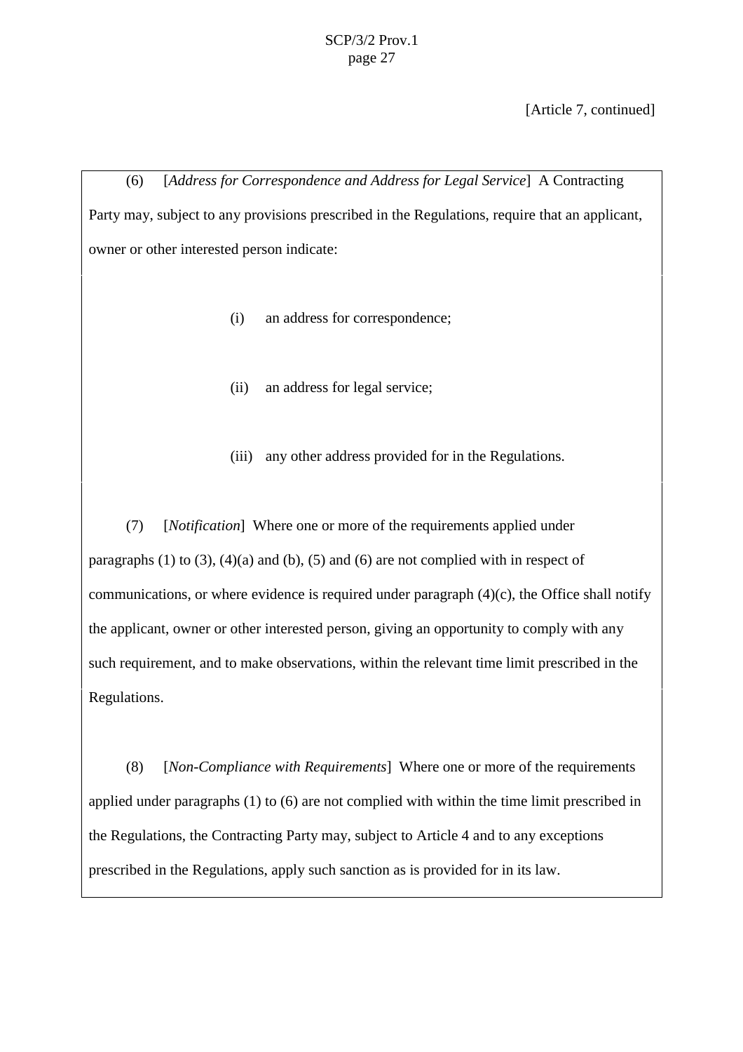[Article 7, continued]

(6) [*Address for Correspondence and Address for Legal Service*] A Contracting Party may, subject to any provisions prescribed in the Regulations, require that an applicant, owner or other interested person indicate:

(i) an address for correspondence;

(ii) an address for legal service;

(iii) any other address provided for in the Regulations.

(7) [*Notification*] Where one or more of the requirements applied under paragraphs (1) to (3), (4)(a) and (b), (5) and (6) are not complied with in respect of communications, or where evidence is required under paragraph (4)(c), the Office shall notify the applicant, owner or other interested person, giving an opportunity to comply with any such requirement, and to make observations, within the relevant time limit prescribed in the Regulations.

(8) [*Non-Compliance with Requirements*] Where one or more of the requirements applied under paragraphs (1) to (6) are not complied with within the time limit prescribed in the Regulations, the Contracting Party may, subject to Article 4 and to any exceptions prescribed in the Regulations, apply such sanction as is provided for in its law.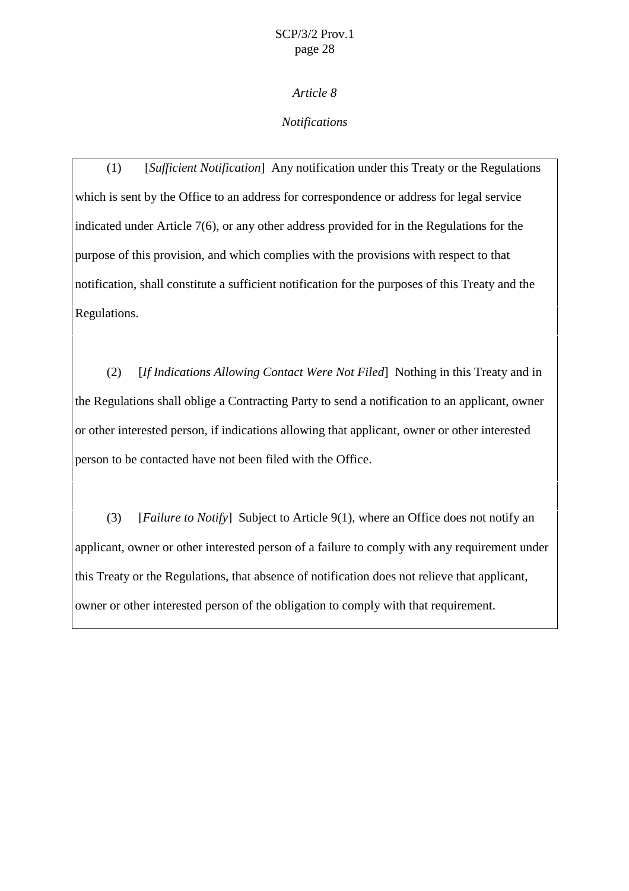*Article 8*

*Notifications*

(1) [*Sufficient Notification*] Any notification under this Treaty or the Regulations which is sent by the Office to an address for correspondence or address for legal service indicated under Article 7(6), or any other address provided for in the Regulations for the purpose of this provision, and which complies with the provisions with respect to that notification, shall constitute a sufficient notification for the purposes of this Treaty and the Regulations.

(2) [*If Indications Allowing Contact Were Not Filed*] Nothing in this Treaty and in the Regulations shall oblige a Contracting Party to send a notification to an applicant, owner or other interested person, if indications allowing that applicant, owner or other interested person to be contacted have not been filed with the Office.

(3) [*Failure to Notify*] Subject to Article 9(1), where an Office does not notify an applicant, owner or other interested person of a failure to comply with any requirement under this Treaty or the Regulations, that absence of notification does not relieve that applicant, owner or other interested person of the obligation to comply with that requirement.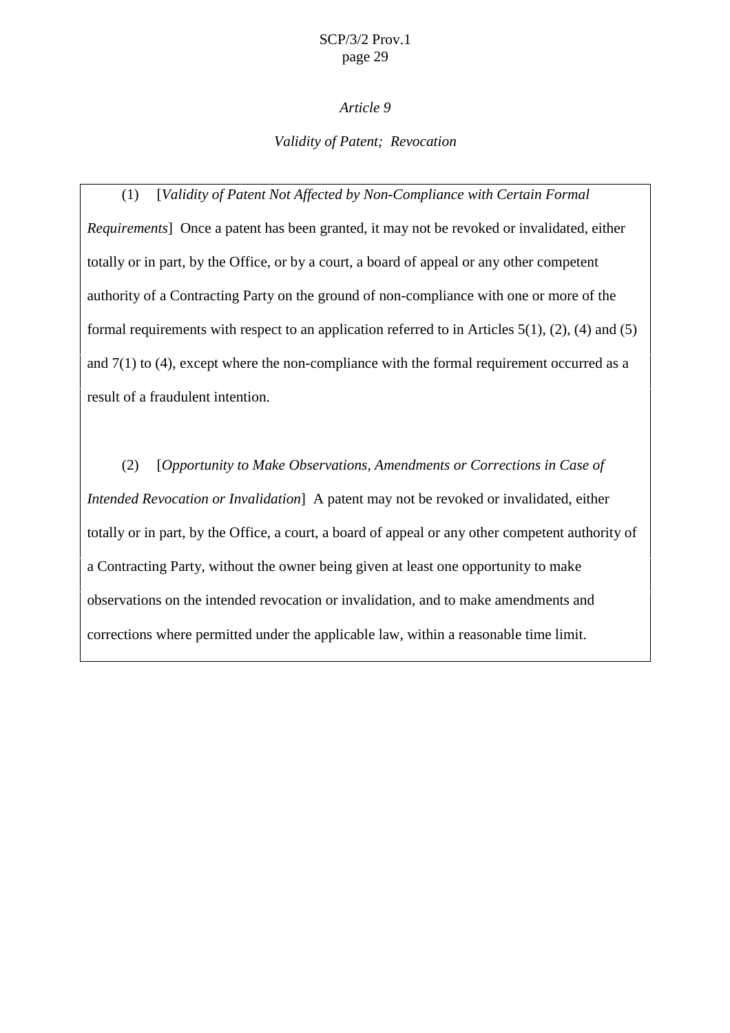*Article 9*

*Validity of Patent; Revocation*

(1) [*Validity of Patent Not Affected by Non-Compliance with Certain Formal Requirements*] Once a patent has been granted, it may not be revoked or invalidated, either totally or in part, by the Office, or by a court, a board of appeal or any other competent authority of a Contracting Party on the ground of non-compliance with one or more of the formal requirements with respect to an application referred to in Articles 5(1), (2), (4) and (5) and 7(1) to (4), except where the non-compliance with the formal requirement occurred as a result of a fraudulent intention.

(2) [*Opportunity to Make Observations, Amendments or Corrections in Case of Intended Revocation or Invalidation*] A patent may not be revoked or invalidated, either totally or in part, by the Office, a court, a board of appeal or any other competent authority of a Contracting Party, without the owner being given at least one opportunity to make observations on the intended revocation or invalidation, and to make amendments and corrections where permitted under the applicable law, within a reasonable time limit.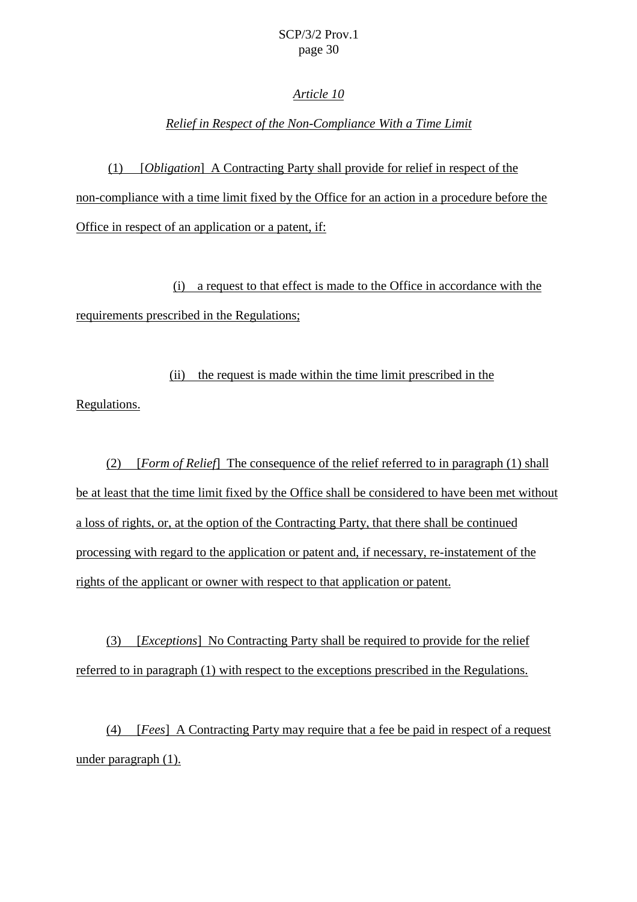*Article 10*

*Relief in Respect of the Non-Compliance With a Time Limit*

(1) [*Obligation*] A Contracting Party shall provide for relief in respect of the non-compliance with a time limit fixed by the Office for an action in a procedure before the Office in respect of an application or a patent, if:

(i) a request to that effect is made to the Office in accordance with the requirements prescribed in the Regulations;

(ii) the request is made within the time limit prescribed in the Regulations.

(2) [*Form of Relief*] The consequence of the relief referred to in paragraph (1) shall be at least that the time limit fixed by the Office shall be considered to have been met without a loss of rights, or, at the option of the Contracting Party, that there shall be continued processing with regard to the application or patent and, if necessary, re-instatement of the rights of the applicant or owner with respect to that application or patent.

(3) [*Exceptions*] No Contracting Party shall be required to provide for the relief referred to in paragraph (1) with respect to the exceptions prescribed in the Regulations.

(4) [*Fees*] A Contracting Party may require that a fee be paid in respect of a request under paragraph (1).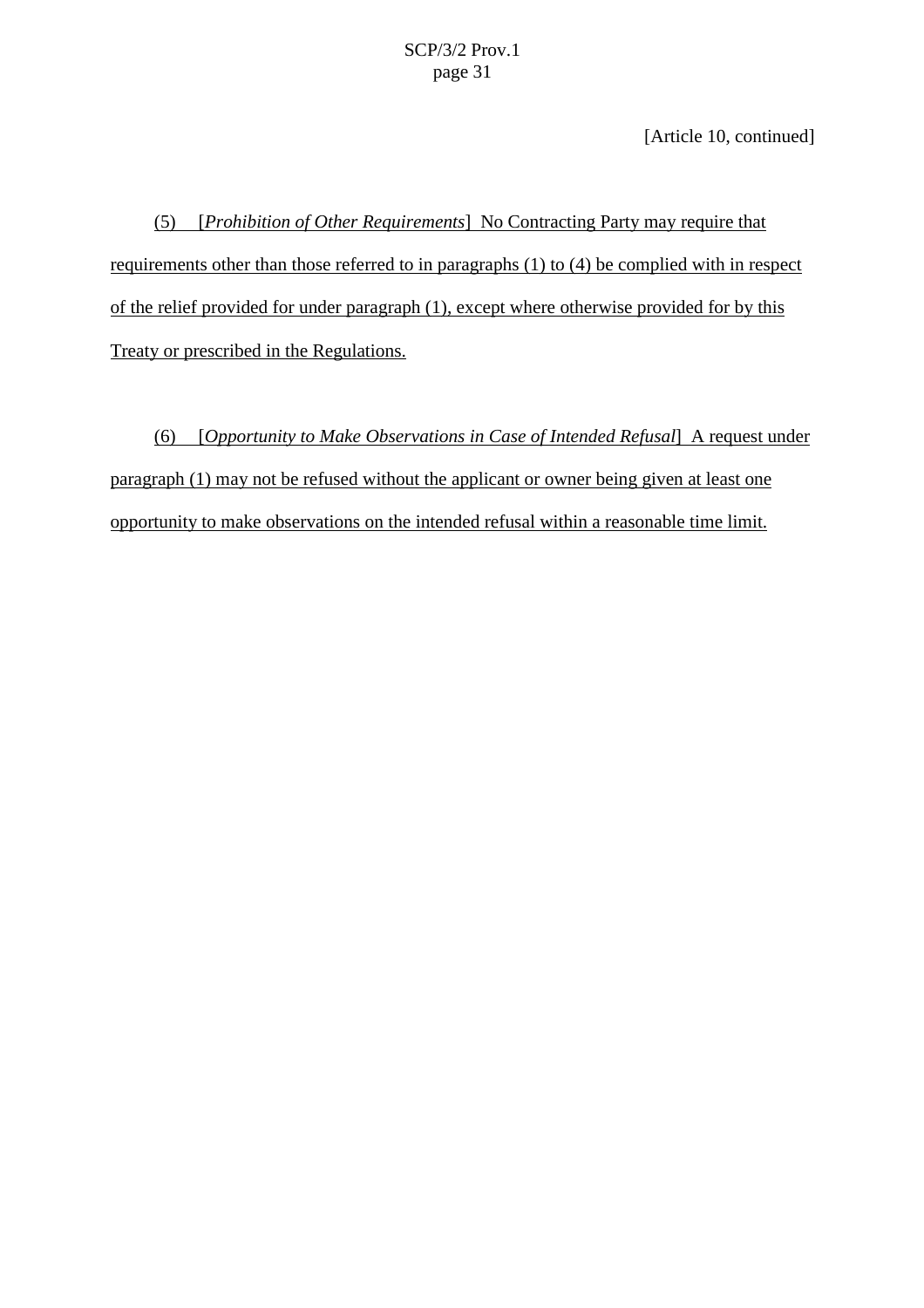[Article 10, continued]

(5) [*Prohibition of Other Requirements*] No Contracting Party may require that requirements other than those referred to in paragraphs (1) to (4) be complied with in respect of the relief provided for under paragraph (1), except where otherwise provided for by this Treaty or prescribed in the Regulations.

(6) [*Opportunity to Make Observations in Case of Intended Refusal*] A request under paragraph (1) may not be refused without the applicant or owner being given at least one opportunity to make observations on the intended refusal within a reasonable time limit.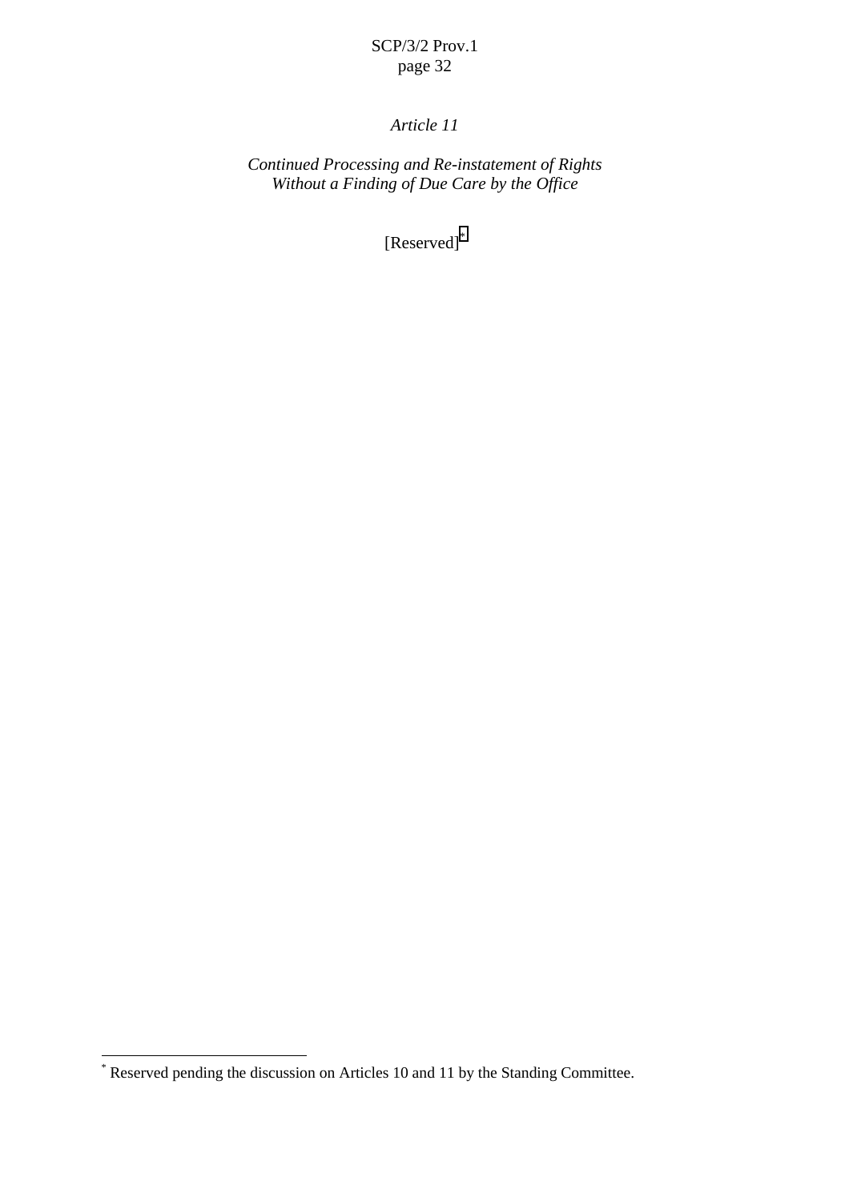*Article 11*

*Continued Processing and Re-instatement of Rights Without a Finding of Due Care by the Office*

[Reserved][*]

[*] Reserved pending the discussion on Articles 10 and 11 by the Standing Committee.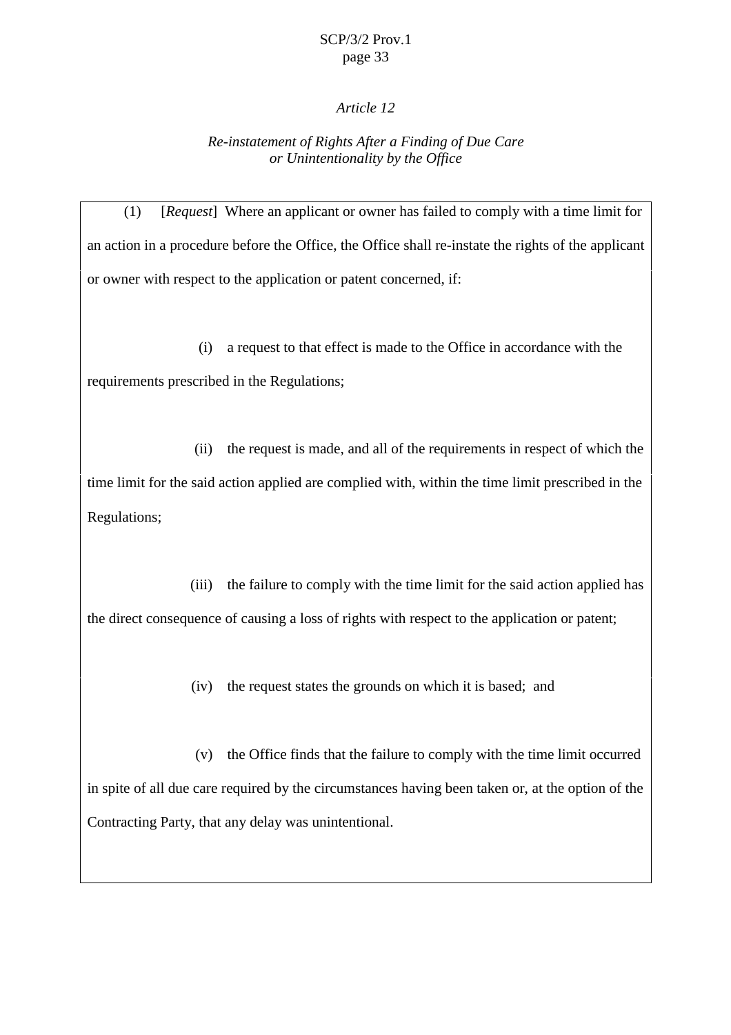*Article 12*

*Re-instatement of Rights After a Finding of Due Care or Unintentionality by the Office*

(1) [*Request*] Where an applicant or owner has failed to comply with a time limit for an action in a procedure before the Office, the Office shall re-instate the rights of the applicant or owner with respect to the application or patent concerned, if:

(i) a request to that effect is made to the Office in accordance with the requirements prescribed in the Regulations;

(ii) the request is made, and all of the requirements in respect of which the time limit for the said action applied are complied with, within the time limit prescribed in the Regulations;

(iii) the failure to comply with the time limit for the said action applied has the direct consequence of causing a loss of rights with respect to the application or patent;

(iv) the request states the grounds on which it is based; and

(v) the Office finds that the failure to comply with the time limit occurred in spite of all due care required by the circumstances having been taken or, at the option of the Contracting Party, that any delay was unintentional.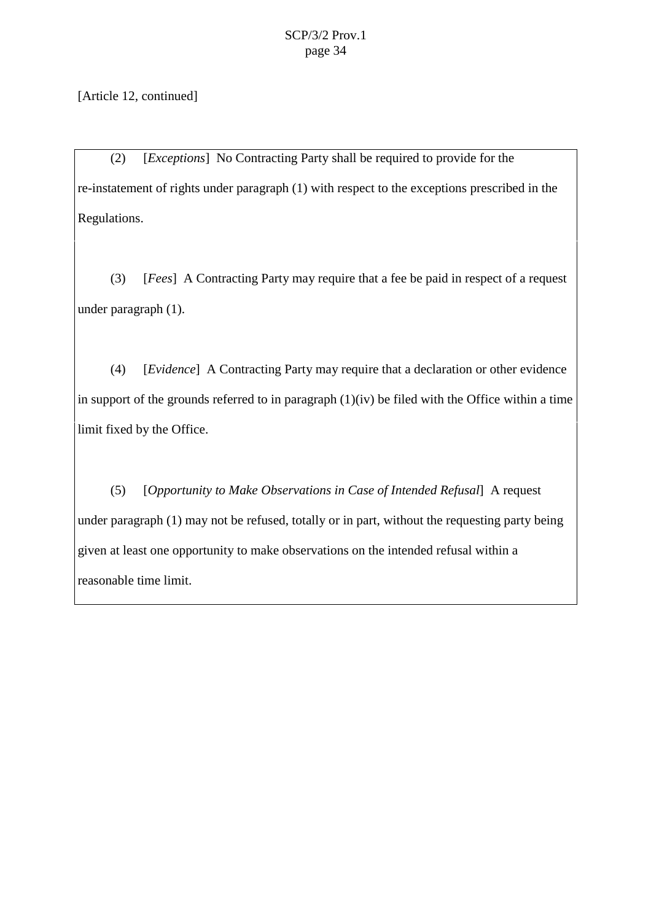[Article 12, continued]

(2) [*Exceptions*] No Contracting Party shall be required to provide for the re-instatement of rights under paragraph (1) with respect to the exceptions prescribed in the Regulations.

(3) [*Fees*] A Contracting Party may require that a fee be paid in respect of a request under paragraph (1).

(4) [*Evidence*] A Contracting Party may require that a declaration or other evidence in support of the grounds referred to in paragraph (1)(iv) be filed with the Office within a time limit fixed by the Office.

(5) [*Opportunity to Make Observations in Case of Intended Refusal*] A request under paragraph (1) may not be refused, totally or in part, without the requesting party being given at least one opportunity to make observations on the intended refusal within a reasonable time limit.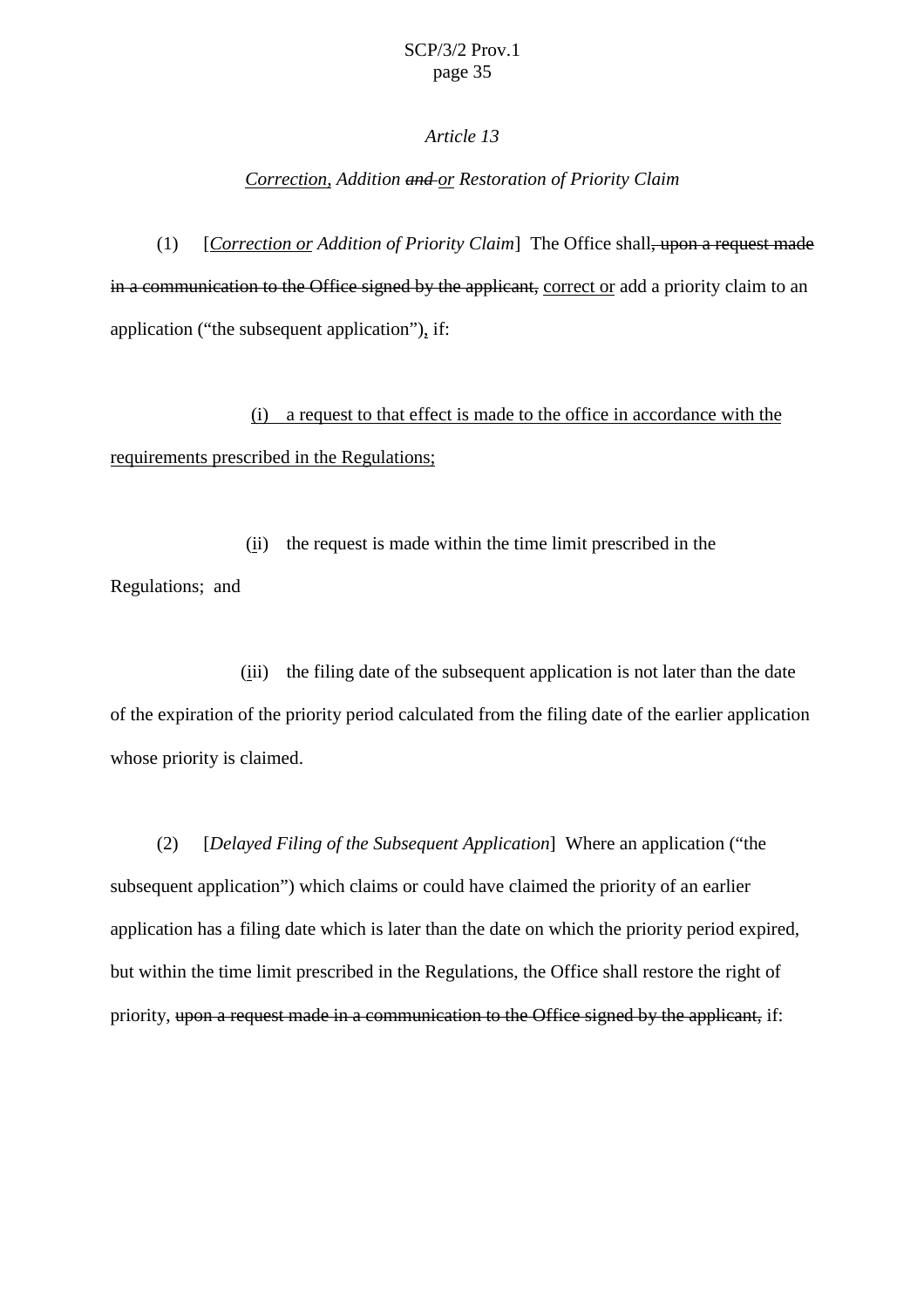*Article 13*

*Correction, Addition ~~and~~ or Restoration of Priority Claim*

(1) [*Correction or Addition of Priority Claim*] The Office shall~~, upon a request made in a communication to the Office signed by the applicant,~~ correct or add a priority claim to an application ("the subsequent application"), if:

(i) a request to that effect is made to the office in accordance with the requirements prescribed in the Regulations;

(ii) the request is made within the time limit prescribed in the Regulations; and

(iii) the filing date of the subsequent application is not later than the date of the expiration of the priority period calculated from the filing date of the earlier application whose priority is claimed.

(2) [*Delayed Filing of the Subsequent Application*] Where an application ("the subsequent application") which claims or could have claimed the priority of an earlier application has a filing date which is later than the date on which the priority period expired, but within the time limit prescribed in the Regulations, the Office shall restore the right of priority, ~~upon a request made in a communication to the Office signed by the applicant,~~ if: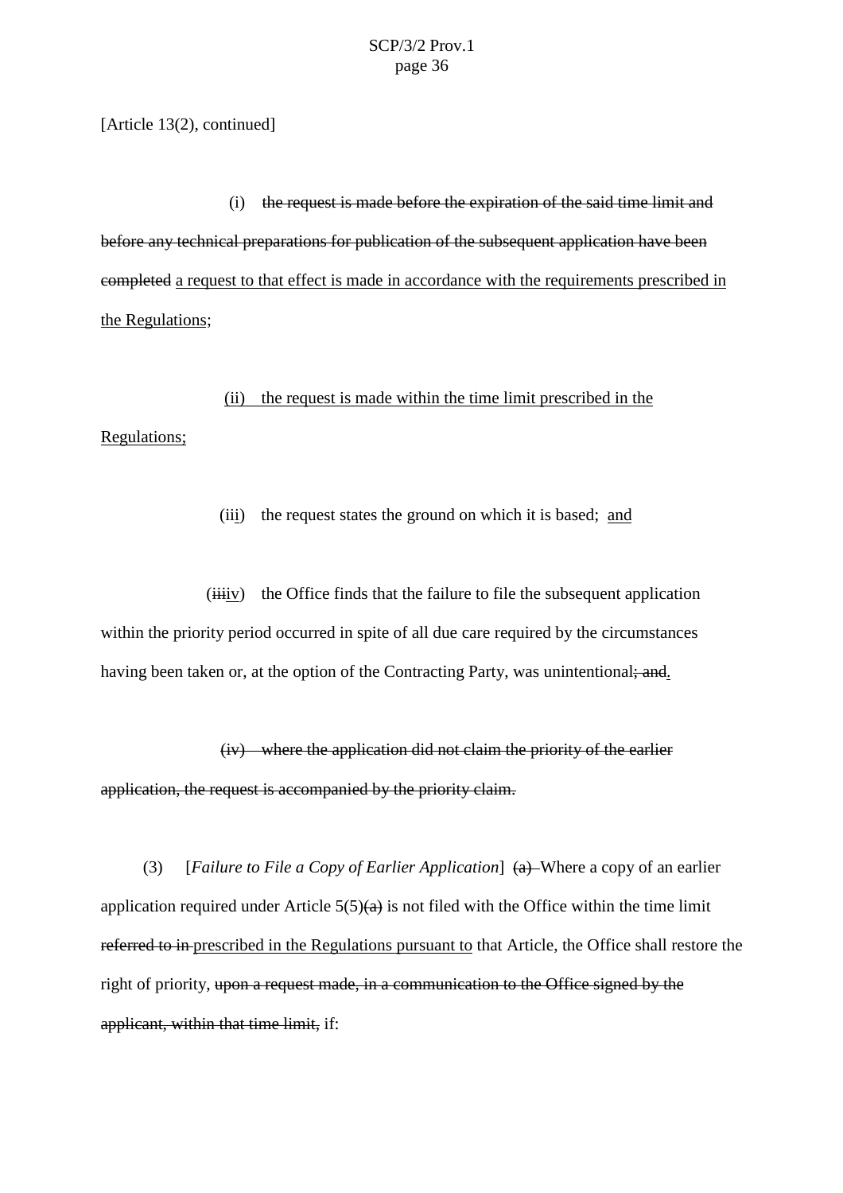[Article 13(2), continued]

(i) ~~the request is made before the expiration of the said time limit and before any technical preparations for publication of the subsequent application have been completed~~ <u>a request to that effect is made in accordance with the requirements prescribed in the Regulations</u>;

<u>(ii) the request is made within the time limit prescribed in the Regulations;</u>

(ii<u>i</u>) the request states the ground on which it is based; <u>and</u>

(~~iii~~<u>iv</u>) the Office finds that the failure to file the subsequent application within the priority period occurred in spite of all due care required by the circumstances having been taken or, at the option of the Contracting Party, was unintentional~~; and~~<u>.</u>

~~(iv) where the application did not claim the priority of the earlier application, the request is accompanied by the priority claim.~~

(3) [*Failure to File a Copy of Earlier Application*] ~~(a)~~ Where a copy of an earlier application required under Article 5(5)~~(a)~~ is not filed with the Office within the time limit ~~referred to in~~ <u>prescribed in the Regulations pursuant to</u> that Article, the Office shall restore the right of priority, ~~upon a request made, in a communication to the Office signed by the applicant, within that time limit,~~ if: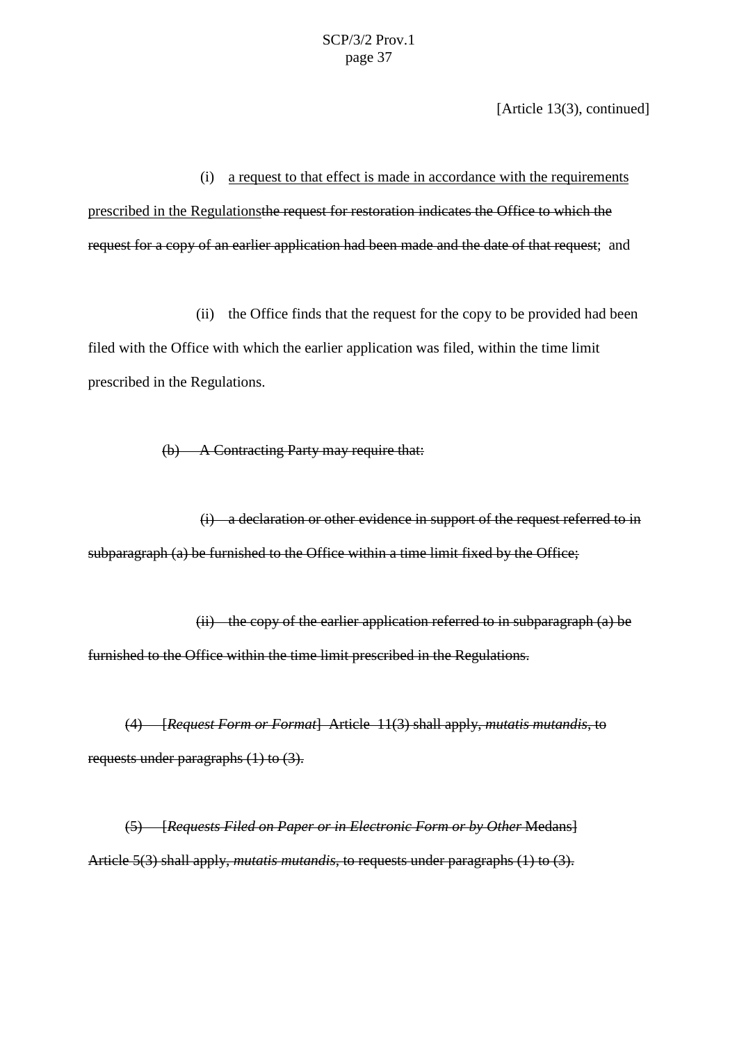[Article 13(3), continued]

(i) <u>a request to that effect is made in accordance with the requirements prescribed in the Regulations</u>~~the request for restoration indicates the Office to which the request for a copy of an earlier application had been made and the date of that request~~; and

(ii) the Office finds that the request for the copy to be provided had been filed with the Office with which the earlier application was filed, within the time limit prescribed in the Regulations.

~~(b) A Contracting Party may require that:~~

~~(i) a declaration or other evidence in support of the request referred to in subparagraph (a) be furnished to the Office within a time limit fixed by the Office;~~

~~(ii) the copy of the earlier application referred to in subparagraph (a) be furnished to the Office within the time limit prescribed in the Regulations.~~

~~(4) [*Request Form or Format*] Article 11(3) shall apply, *mutatis mutandis*, to requests under paragraphs (1) to (3).~~

~~(5) [*Requests Filed on Paper or in Electronic Form or by Other* Medans] Article 5(3) shall apply, *mutatis mutandis*, to requests under paragraphs (1) to (3).~~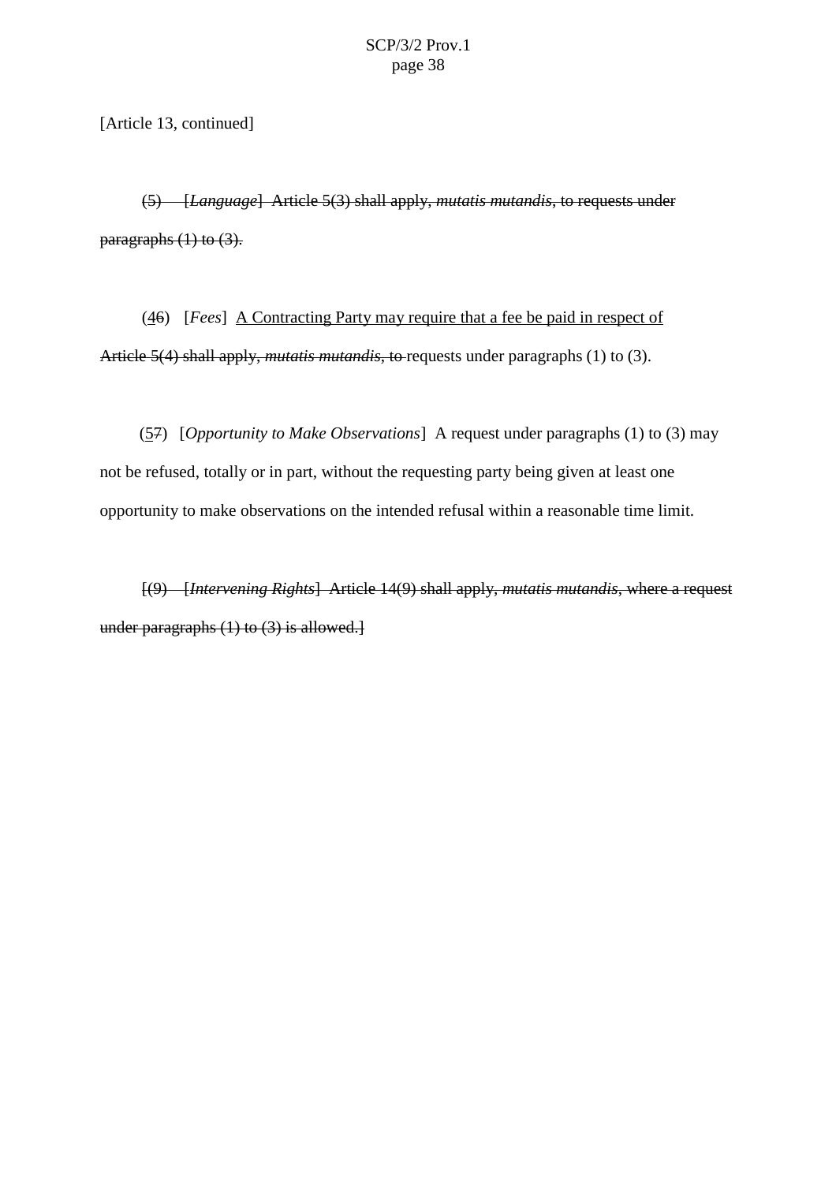[Article 13, continued]

~~(5) [*Language*] Article 5(3) shall apply, *mutatis mutandis*, to requests under paragraphs (1) to (3).~~

(<u>4</u>~~6~~) [*Fees*] <u>A Contracting Party may require that a fee be paid in respect of</u> ~~Article 5(4) shall apply, *mutatis mutandis*, to~~ requests under paragraphs (1) to (3).

(<u>5</u>~~7~~) [*Opportunity to Make Observations*] A request under paragraphs (1) to (3) may not be refused, totally or in part, without the requesting party being given at least one opportunity to make observations on the intended refusal within a reasonable time limit.

~~[(9) [*Intervening Rights*] Article 14(9) shall apply, *mutatis mutandis*, where a request under paragraphs (1) to (3) is allowed.]~~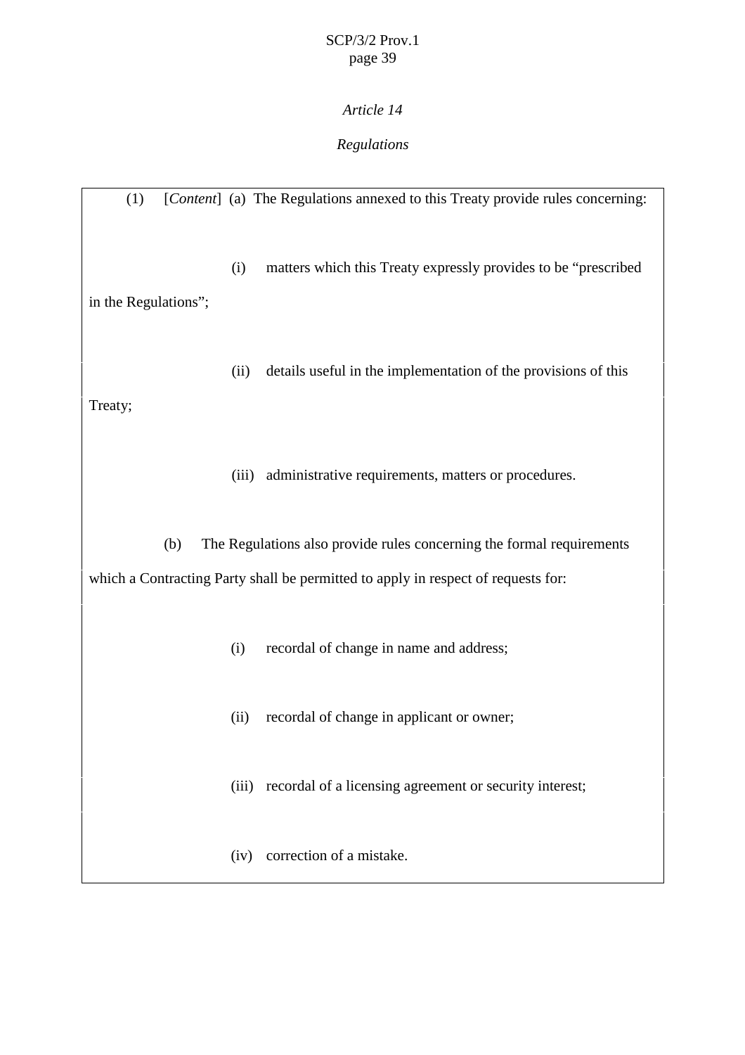*Article 14*

*Regulations*

(1) [*Content*] (a) The Regulations annexed to this Treaty provide rules concerning:

(i) matters which this Treaty expressly provides to be "prescribed in the Regulations";

(ii) details useful in the implementation of the provisions of this Treaty;

(iii) administrative requirements, matters or procedures.

(b) The Regulations also provide rules concerning the formal requirements which a Contracting Party shall be permitted to apply in respect of requests for:

(i) recordal of change in name and address;

(ii) recordal of change in applicant or owner;

(iii) recordal of a licensing agreement or security interest;

(iv) correction of a mistake.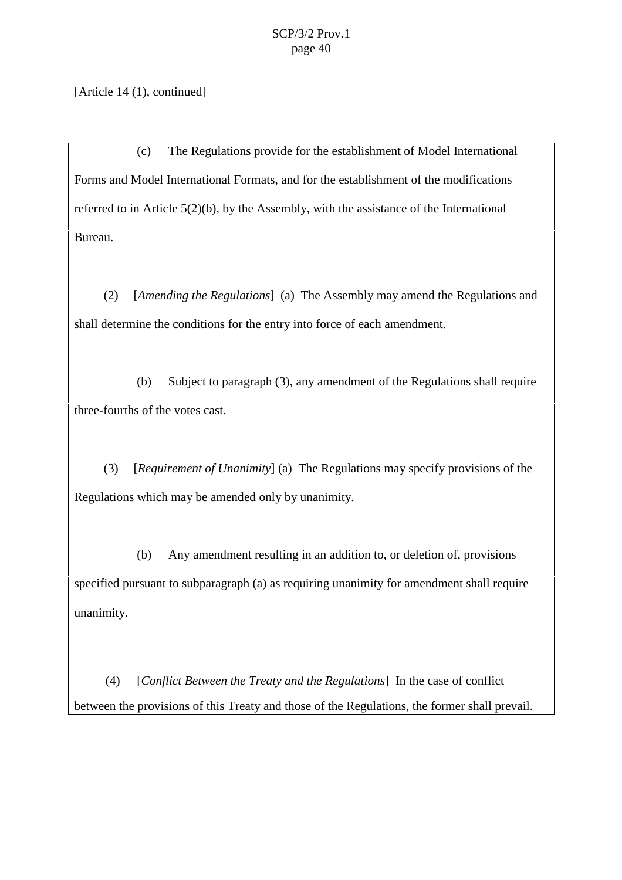[Article 14 (1), continued]

(c) The Regulations provide for the establishment of Model International Forms and Model International Formats, and for the establishment of the modifications referred to in Article 5(2)(b), by the Assembly, with the assistance of the International Bureau.

(2) [*Amending the Regulations*] (a) The Assembly may amend the Regulations and shall determine the conditions for the entry into force of each amendment.

(b) Subject to paragraph (3), any amendment of the Regulations shall require three-fourths of the votes cast.

(3) [*Requirement of Unanimity*] (a) The Regulations may specify provisions of the Regulations which may be amended only by unanimity.

(b) Any amendment resulting in an addition to, or deletion of, provisions specified pursuant to subparagraph (a) as requiring unanimity for amendment shall require unanimity.

(4) [*Conflict Between the Treaty and the Regulations*] In the case of conflict between the provisions of this Treaty and those of the Regulations, the former shall prevail.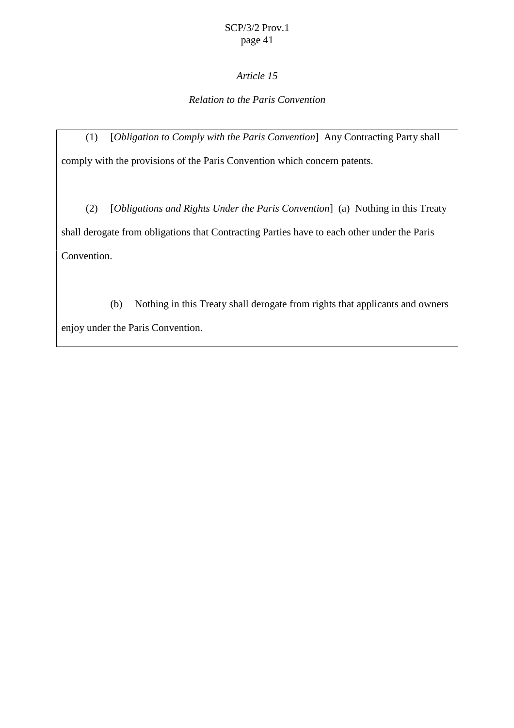*Article 15*

*Relation to the Paris Convention*

(1) [*Obligation to Comply with the Paris Convention*] Any Contracting Party shall comply with the provisions of the Paris Convention which concern patents.

(2) [*Obligations and Rights Under the Paris Convention*] (a) Nothing in this Treaty shall derogate from obligations that Contracting Parties have to each other under the Paris Convention.

(b) Nothing in this Treaty shall derogate from rights that applicants and owners enjoy under the Paris Convention.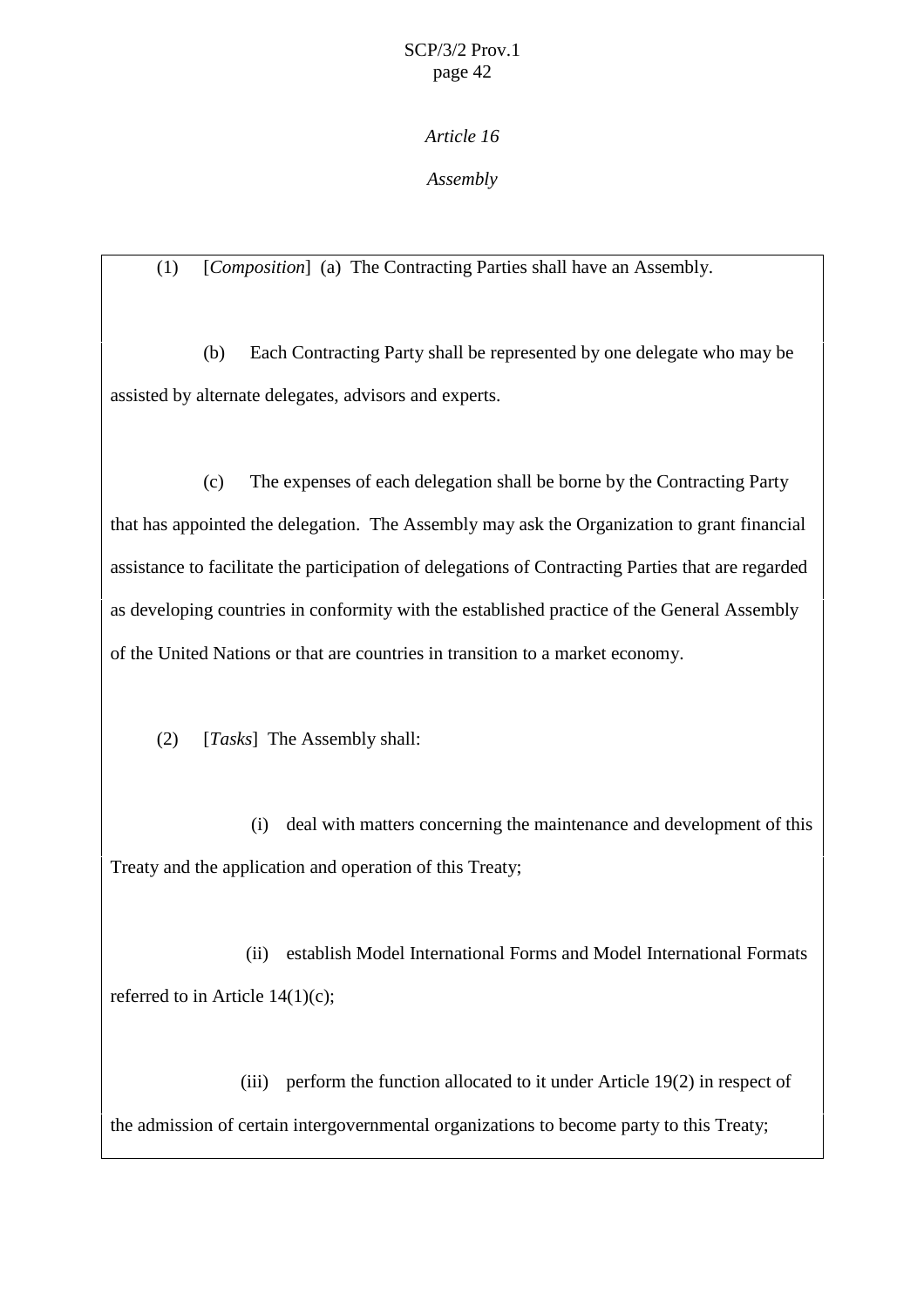*Article 16*

*Assembly*

(1) [*Composition*] (a) The Contracting Parties shall have an Assembly.

(b) Each Contracting Party shall be represented by one delegate who may be assisted by alternate delegates, advisors and experts.

(c) The expenses of each delegation shall be borne by the Contracting Party that has appointed the delegation. The Assembly may ask the Organization to grant financial assistance to facilitate the participation of delegations of Contracting Parties that are regarded as developing countries in conformity with the established practice of the General Assembly of the United Nations or that are countries in transition to a market economy.

(2) [*Tasks*] The Assembly shall:

(i) deal with matters concerning the maintenance and development of this Treaty and the application and operation of this Treaty;

(ii) establish Model International Forms and Model International Formats referred to in Article 14(1)(c);

(iii) perform the function allocated to it under Article 19(2) in respect of the admission of certain intergovernmental organizations to become party to this Treaty;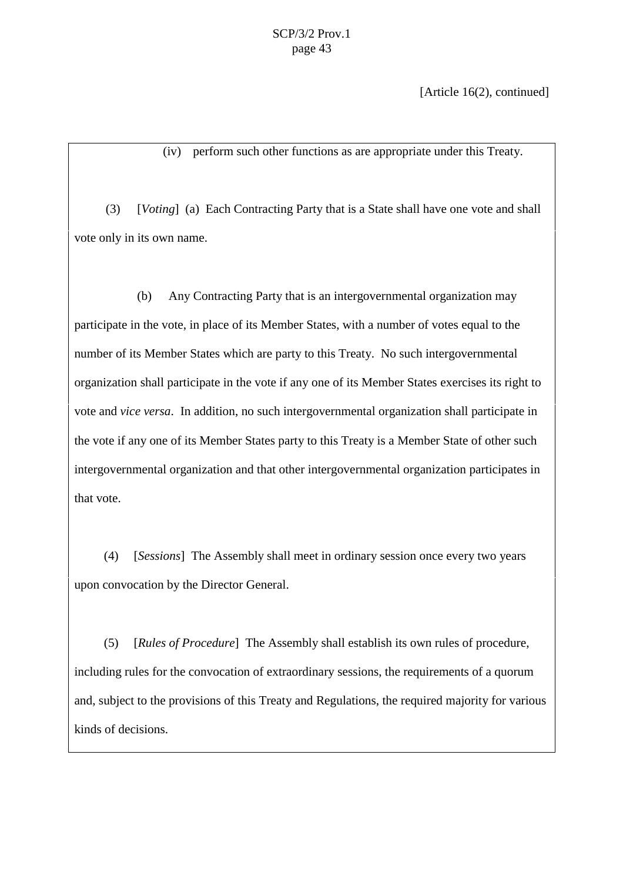[Article 16(2), continued]

(iv) perform such other functions as are appropriate under this Treaty.

(3) [*Voting*] (a) Each Contracting Party that is a State shall have one vote and shall vote only in its own name.

(b) Any Contracting Party that is an intergovernmental organization may participate in the vote, in place of its Member States, with a number of votes equal to the number of its Member States which are party to this Treaty. No such intergovernmental organization shall participate in the vote if any one of its Member States exercises its right to vote and *vice versa*. In addition, no such intergovernmental organization shall participate in the vote if any one of its Member States party to this Treaty is a Member State of other such intergovernmental organization and that other intergovernmental organization participates in that vote.

(4) [*Sessions*] The Assembly shall meet in ordinary session once every two years upon convocation by the Director General.

(5) [*Rules of Procedure*] The Assembly shall establish its own rules of procedure, including rules for the convocation of extraordinary sessions, the requirements of a quorum and, subject to the provisions of this Treaty and Regulations, the required majority for various kinds of decisions.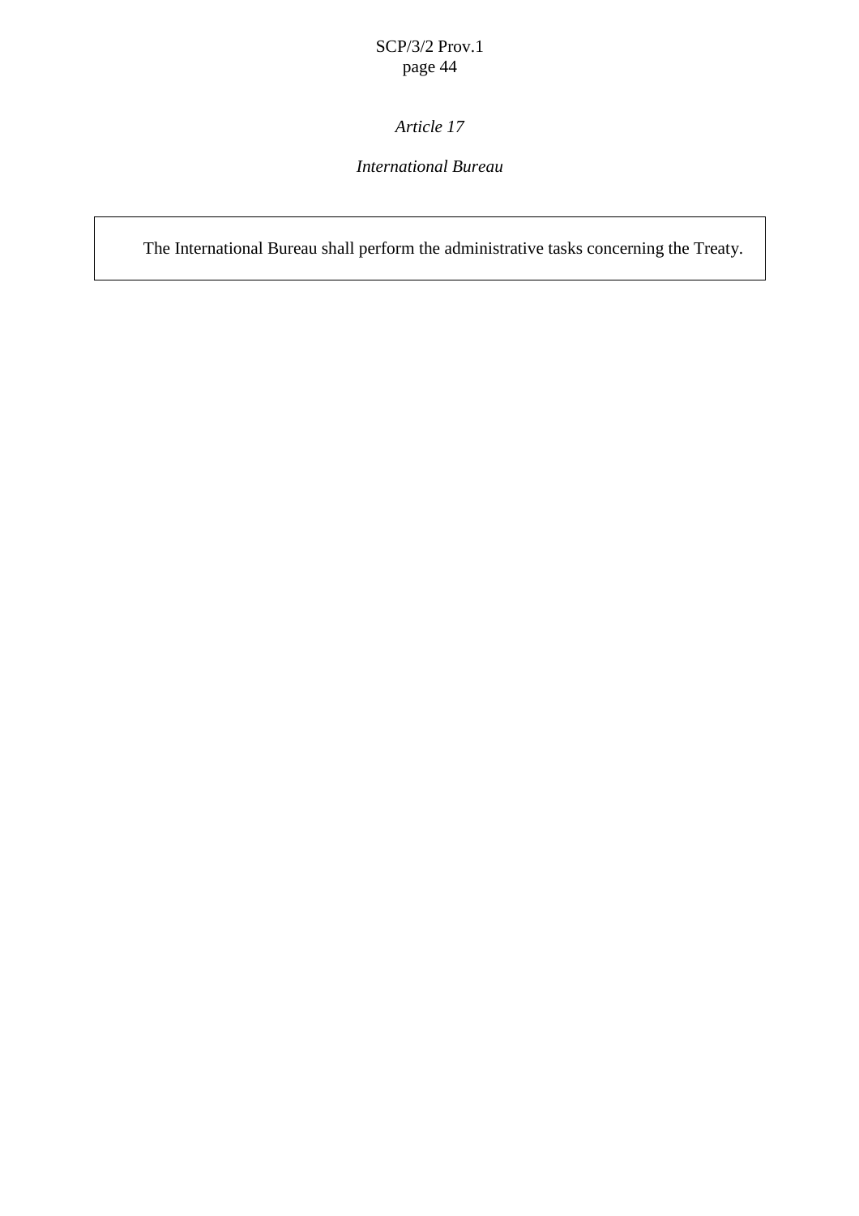*Article 17*

*International Bureau*

The International Bureau shall perform the administrative tasks concerning the Treaty.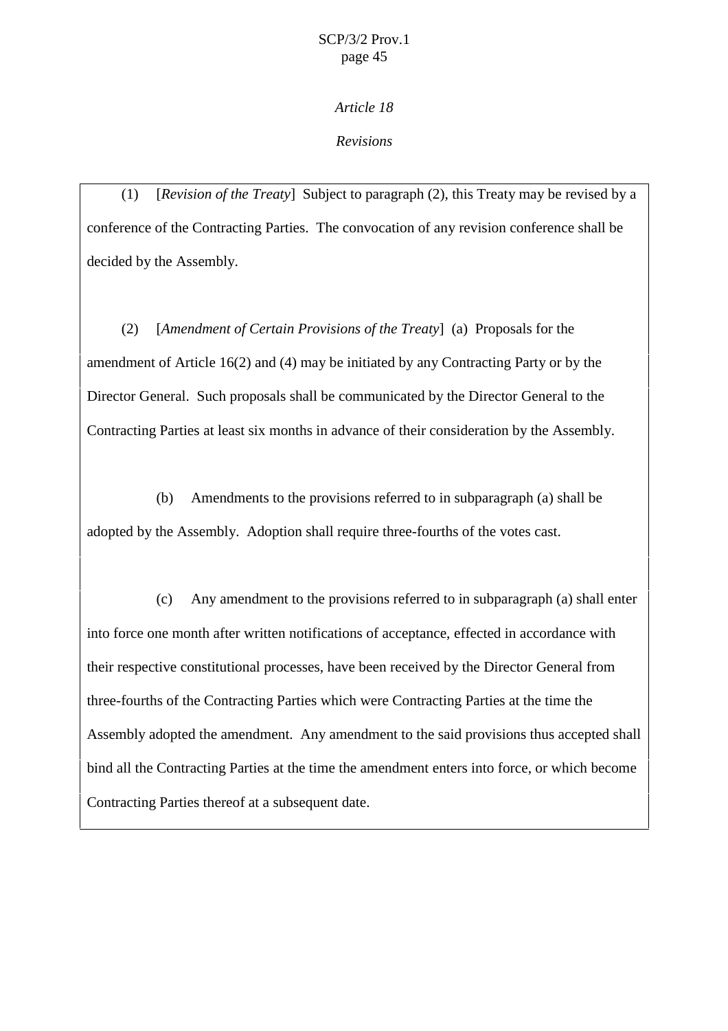*Article 18*

*Revisions*

(1) [*Revision of the Treaty*] Subject to paragraph (2), this Treaty may be revised by a conference of the Contracting Parties. The convocation of any revision conference shall be decided by the Assembly.

(2) [*Amendment of Certain Provisions of the Treaty*] (a) Proposals for the amendment of Article 16(2) and (4) may be initiated by any Contracting Party or by the Director General. Such proposals shall be communicated by the Director General to the Contracting Parties at least six months in advance of their consideration by the Assembly.

(b) Amendments to the provisions referred to in subparagraph (a) shall be adopted by the Assembly. Adoption shall require three-fourths of the votes cast.

(c) Any amendment to the provisions referred to in subparagraph (a) shall enter into force one month after written notifications of acceptance, effected in accordance with their respective constitutional processes, have been received by the Director General from three-fourths of the Contracting Parties which were Contracting Parties at the time the Assembly adopted the amendment. Any amendment to the said provisions thus accepted shall bind all the Contracting Parties at the time the amendment enters into force, or which become Contracting Parties thereof at a subsequent date.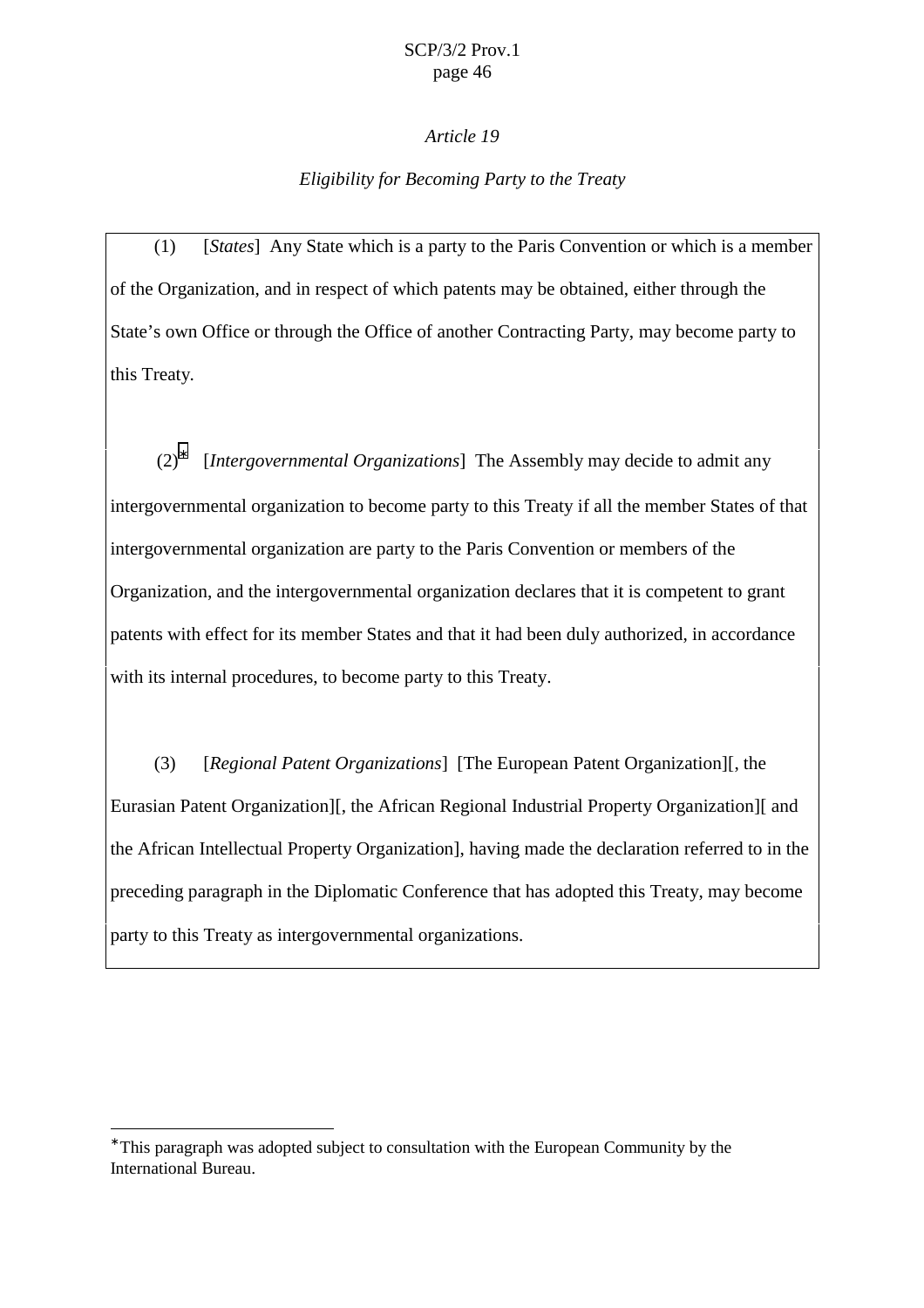*Article 19*

*Eligibility for Becoming Party to the Treaty*

(1) [*States*] Any State which is a party to the Paris Convention or which is a member of the Organization, and in respect of which patents may be obtained, either through the State's own Office or through the Office of another Contracting Party, may become party to this Treaty.

(2)[*] [*Intergovernmental Organizations*] The Assembly may decide to admit any intergovernmental organization to become party to this Treaty if all the member States of that intergovernmental organization are party to the Paris Convention or members of the Organization, and the intergovernmental organization declares that it is competent to grant patents with effect for its member States and that it had been duly authorized, in accordance with its internal procedures, to become party to this Treaty.

(3) [*Regional Patent Organizations*] [The European Patent Organization][, the Eurasian Patent Organization][, the African Regional Industrial Property Organization][ and the African Intellectual Property Organization], having made the declaration referred to in the preceding paragraph in the Diplomatic Conference that has adopted this Treaty, may become party to this Treaty as intergovernmental organizations.

---

[*] This paragraph was adopted subject to consultation with the European Community by the International Bureau.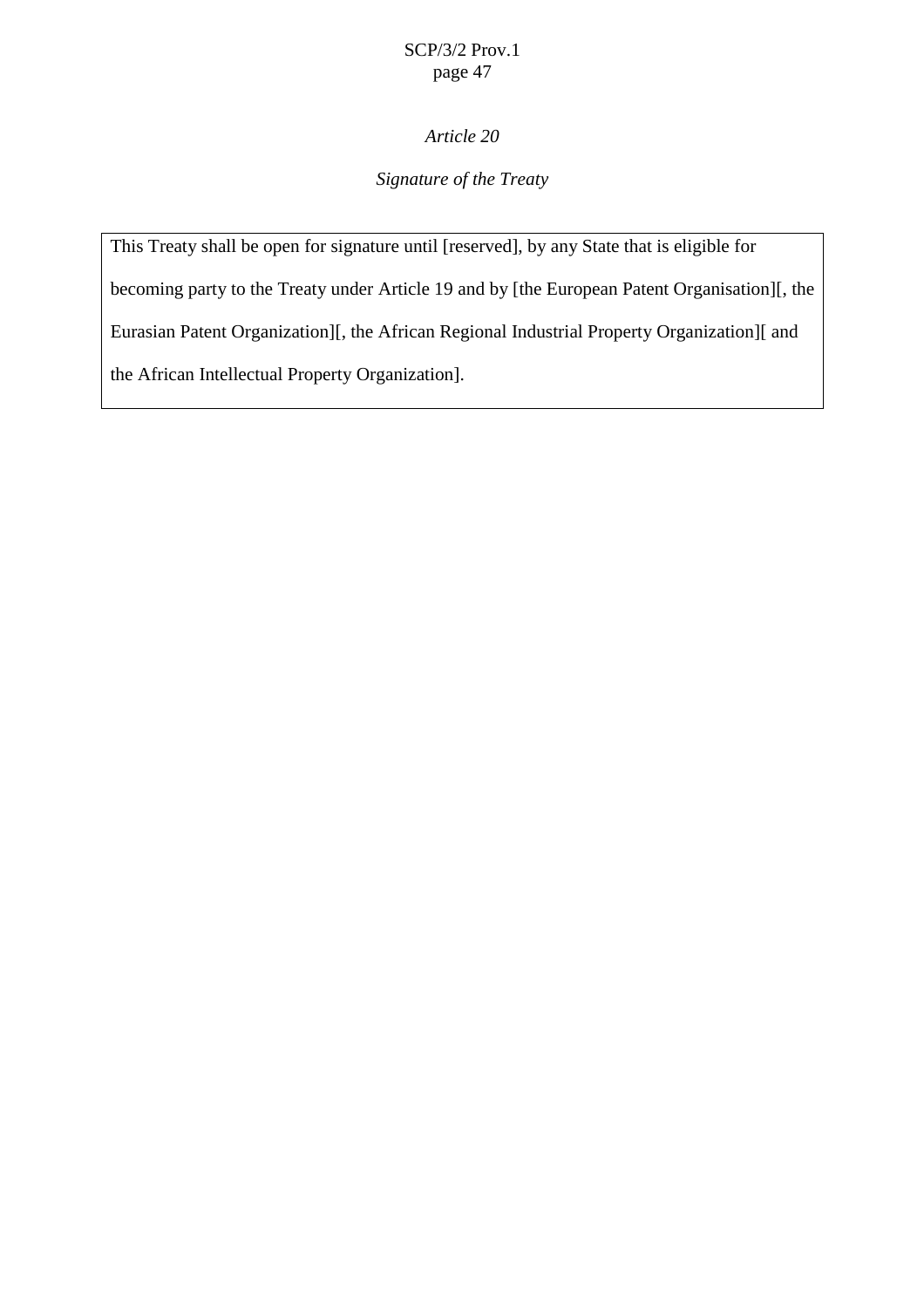*Article 20*

*Signature of the Treaty*

This Treaty shall be open for signature until [reserved], by any State that is eligible for becoming party to the Treaty under Article 19 and by [the European Patent Organisation][, the Eurasian Patent Organization][, the African Regional Industrial Property Organization][ and the African Intellectual Property Organization].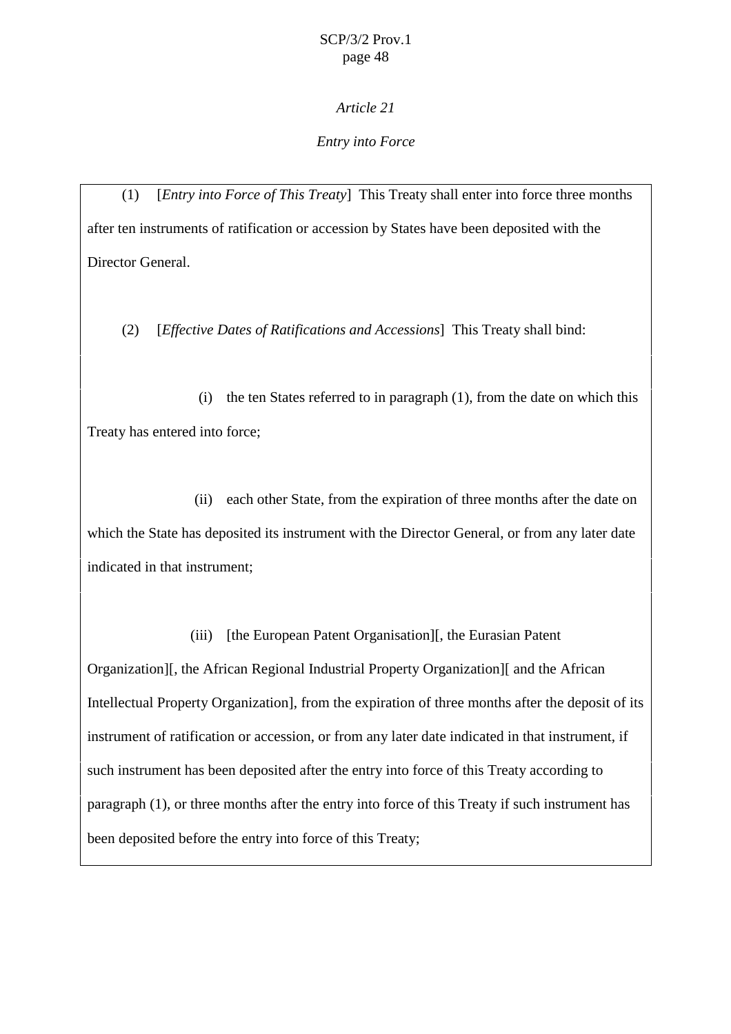*Article 21*

*Entry into Force*

(1) [*Entry into Force of This Treaty*] This Treaty shall enter into force three months after ten instruments of ratification or accession by States have been deposited with the Director General.

(2) [*Effective Dates of Ratifications and Accessions*] This Treaty shall bind:

(i) the ten States referred to in paragraph (1), from the date on which this Treaty has entered into force;

(ii) each other State, from the expiration of three months after the date on which the State has deposited its instrument with the Director General, or from any later date indicated in that instrument;

(iii) [the European Patent Organisation][, the Eurasian Patent Organization][, the African Regional Industrial Property Organization][ and the African Intellectual Property Organization], from the expiration of three months after the deposit of its instrument of ratification or accession, or from any later date indicated in that instrument, if such instrument has been deposited after the entry into force of this Treaty according to paragraph (1), or three months after the entry into force of this Treaty if such instrument has been deposited before the entry into force of this Treaty;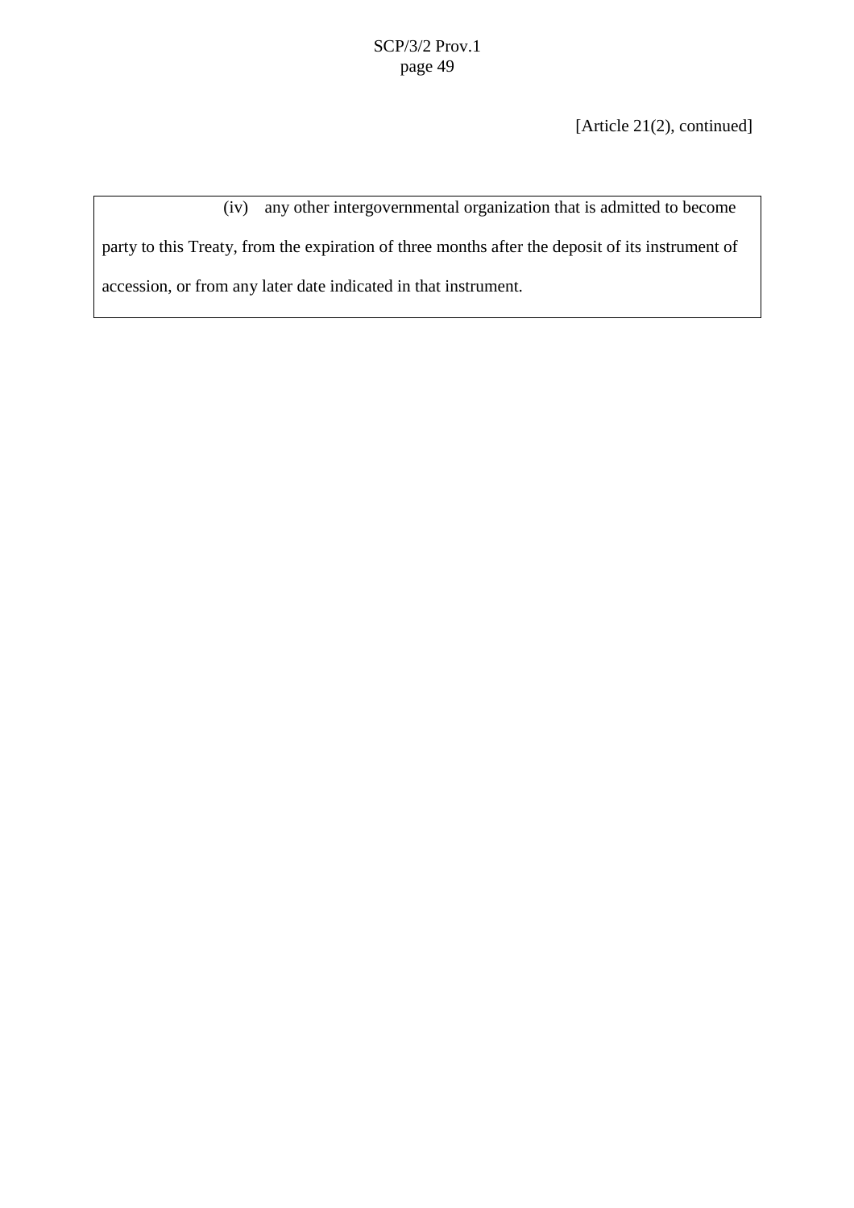[Article 21(2), continued]

(iv) any other intergovernmental organization that is admitted to become party to this Treaty, from the expiration of three months after the deposit of its instrument of accession, or from any later date indicated in that instrument.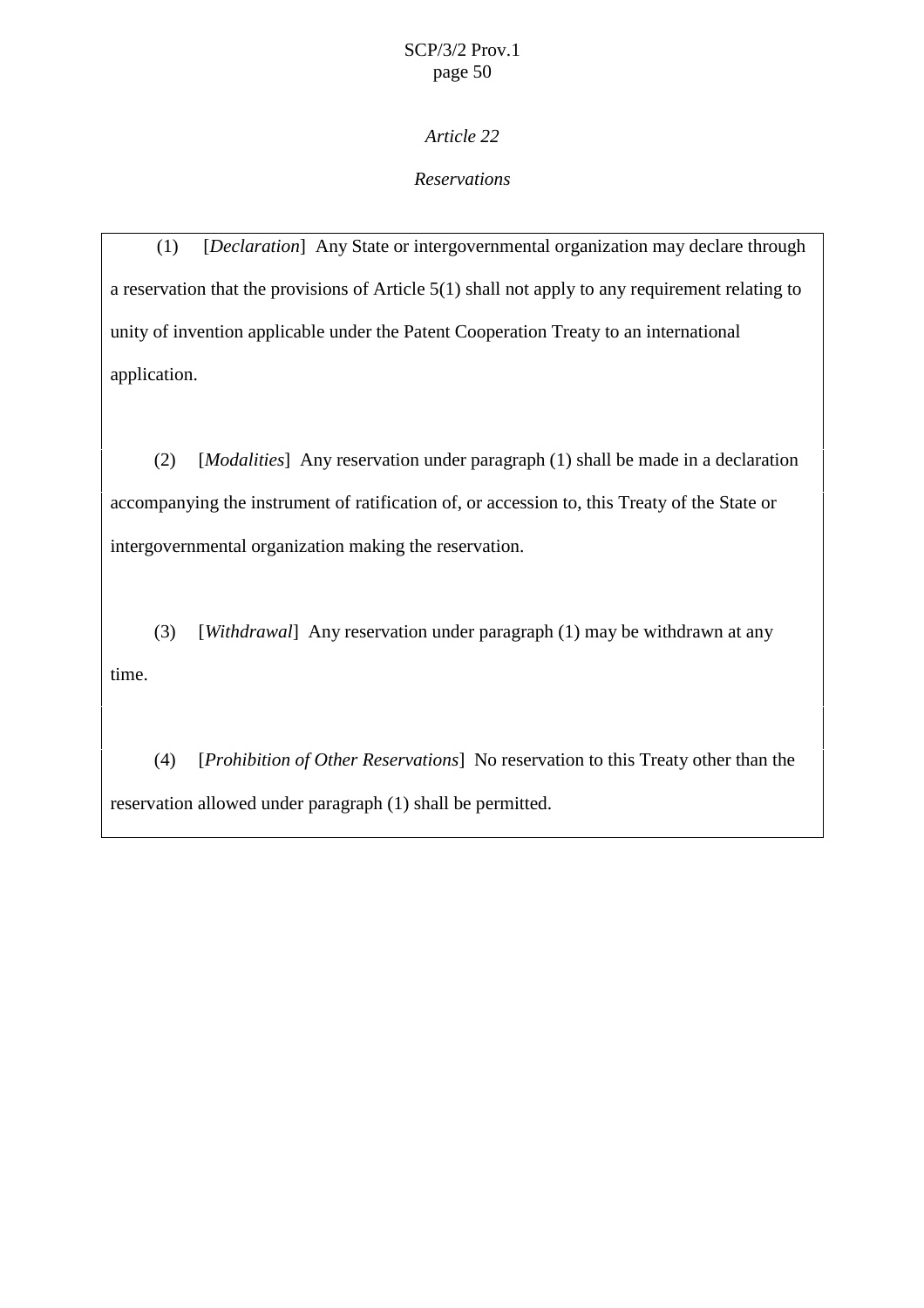*Article 22*

*Reservations*

(1) [*Declaration*] Any State or intergovernmental organization may declare through a reservation that the provisions of Article 5(1) shall not apply to any requirement relating to unity of invention applicable under the Patent Cooperation Treaty to an international application.

(2) [*Modalities*] Any reservation under paragraph (1) shall be made in a declaration accompanying the instrument of ratification of, or accession to, this Treaty of the State or intergovernmental organization making the reservation.

(3) [*Withdrawal*] Any reservation under paragraph (1) may be withdrawn at any time.

(4) [*Prohibition of Other Reservations*] No reservation to this Treaty other than the reservation allowed under paragraph (1) shall be permitted.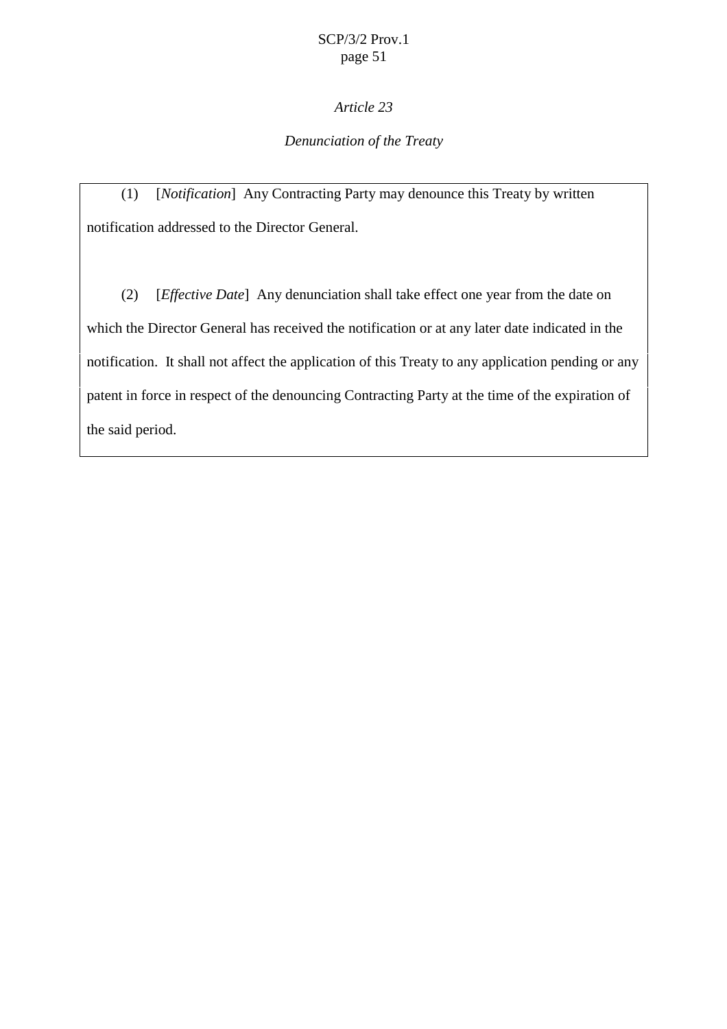*Article 23*

*Denunciation of the Treaty*

(1) [*Notification*] Any Contracting Party may denounce this Treaty by written notification addressed to the Director General.

(2) [*Effective Date*] Any denunciation shall take effect one year from the date on which the Director General has received the notification or at any later date indicated in the notification. It shall not affect the application of this Treaty to any application pending or any patent in force in respect of the denouncing Contracting Party at the time of the expiration of the said period.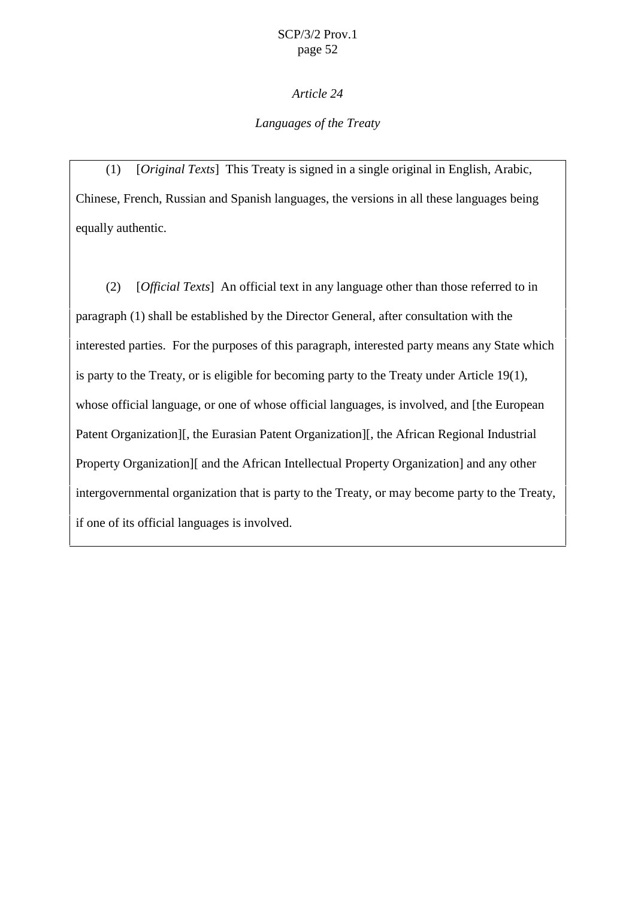*Article 24*

*Languages of the Treaty*

(1) [*Original Texts*] This Treaty is signed in a single original in English, Arabic, Chinese, French, Russian and Spanish languages, the versions in all these languages being equally authentic.

(2) [*Official Texts*] An official text in any language other than those referred to in paragraph (1) shall be established by the Director General, after consultation with the interested parties. For the purposes of this paragraph, interested party means any State which is party to the Treaty, or is eligible for becoming party to the Treaty under Article 19(1), whose official language, or one of whose official languages, is involved, and [the European Patent Organization][, the Eurasian Patent Organization][, the African Regional Industrial Property Organization][ and the African Intellectual Property Organization] and any other intergovernmental organization that is party to the Treaty, or may become party to the Treaty, if one of its official languages is involved.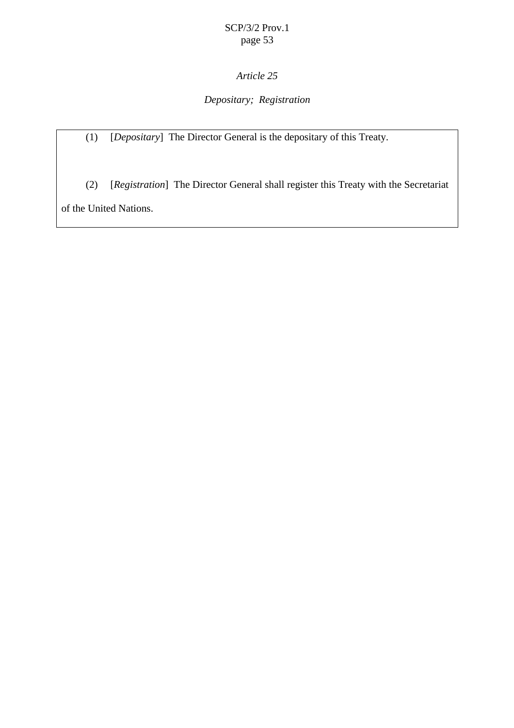*Article 25*

*Depositary; Registration*

(1) [*Depositary*] The Director General is the depositary of this Treaty.

(2) [*Registration*] The Director General shall register this Treaty with the Secretariat of the United Nations.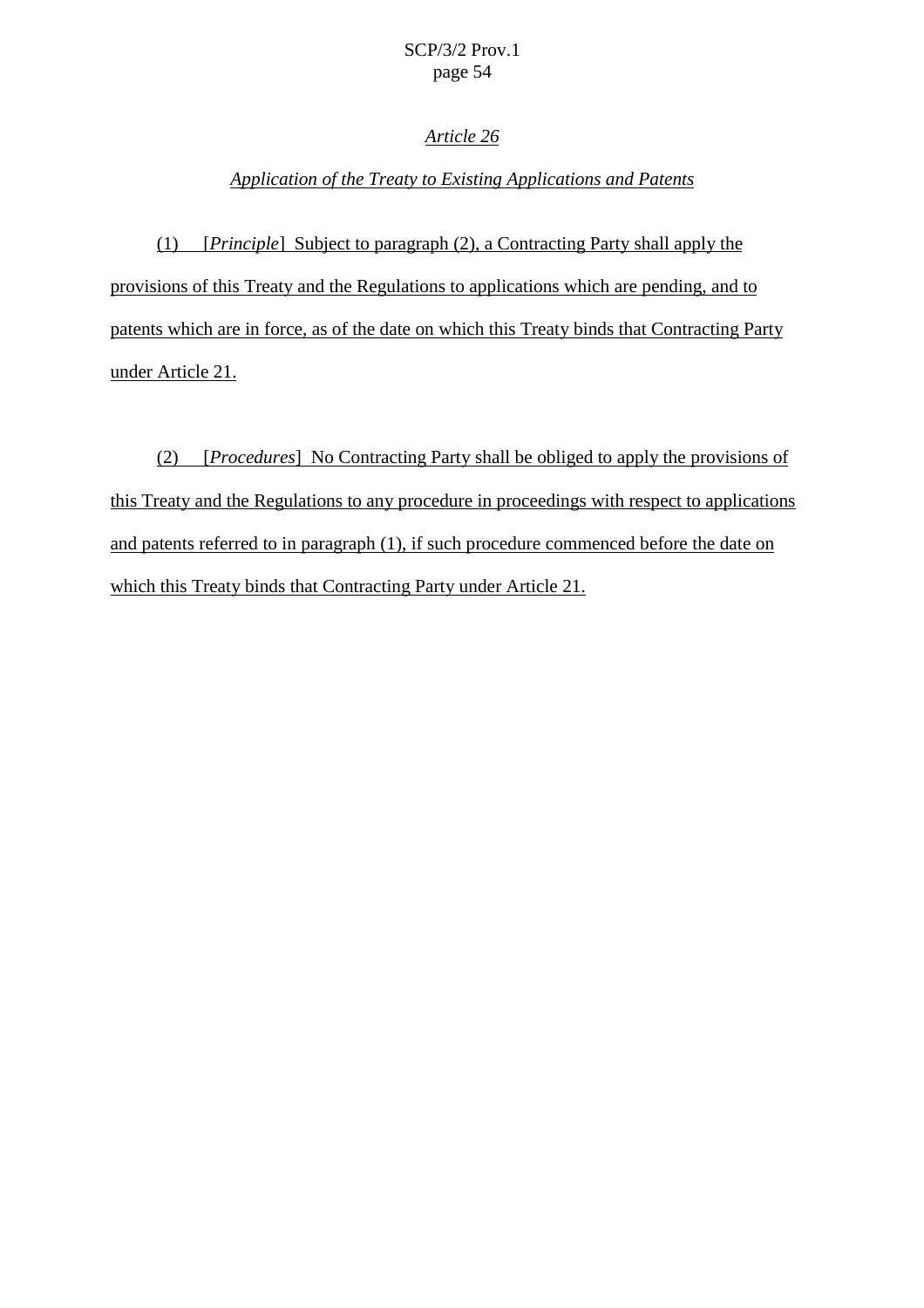*Article 26*

*Application of the Treaty to Existing Applications and Patents*

(1) [*Principle*] Subject to paragraph (2), a Contracting Party shall apply the provisions of this Treaty and the Regulations to applications which are pending, and to patents which are in force, as of the date on which this Treaty binds that Contracting Party under Article 21.

(2) [*Procedures*] No Contracting Party shall be obliged to apply the provisions of this Treaty and the Regulations to any procedure in proceedings with respect to applications and patents referred to in paragraph (1), if such procedure commenced before the date on which this Treaty binds that Contracting Party under Article 21.